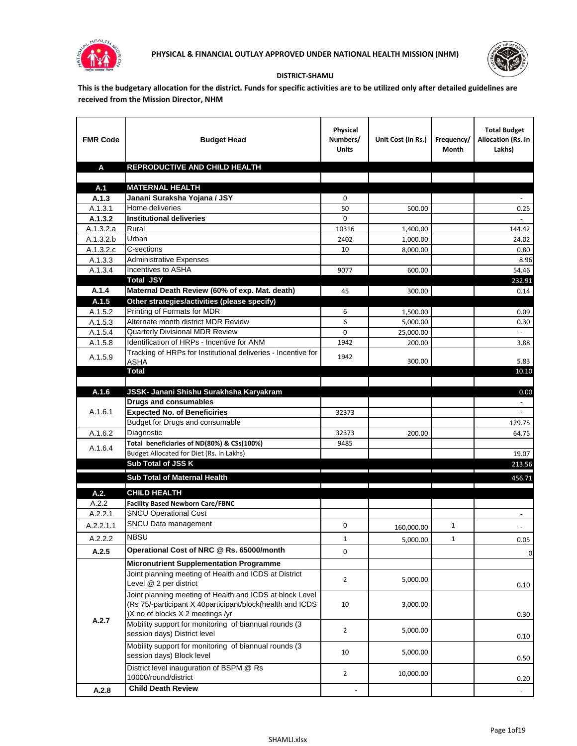**PHYSICAL & FINANCIAL OUTLAY APPROVED UNDER NATIONAL HEALTH MISSION (NHM)**

**DISTRICT-SHAMLI**

**This is the budgetary allocation for the district. Funds for specific activities are to be utilized only after detailed guidelines are received from the Mission Director, NHM**

| FMR Code | Budget Head | Physical Numbers/ Units | Unit Cost (in Rs.) | Frequency/ Month | Total Budget Allocation (Rs. In Lakhs) |
|---|---|---|---|---|---|
| **A** | **REPRODUCTIVE AND CHILD HEALTH** | | | | |
| | | | | | |
| **A.1** | **MATERNAL HEALTH** | | | | |
| **A.1.3** | **Janani Suraksha Yojana / JSY** | 0 | | | - |
| A.1.3.1 | Home deliveries | 50 | 500.00 | | 0.25 |
| **A.1.3.2** | **Institutional deliveries** | 0 | | | - |
| A.1.3.2.a | Rural | 10316 | 1,400.00 | | 144.42 |
| A.1.3.2.b | Urban | 2402 | 1,000.00 | | 24.02 |
| A.1.3.2.c | C-sections | 10 | 8,000.00 | | 0.80 |
| A.1.3.3 | Administrative Expenses | | | | 8.96 |
| A.1.3.4 | Incentives to ASHA | 9077 | 600.00 | | 54.46 |
| | **Total JSY** | | | | 232.91 |
| **A.1.4** | **Maternal Death Review (60% of exp. Mat. death)** | 45 | 300.00 | | 0.14 |
| **A.1.5** | **Other strategies/activities (please specify)** | | | | |
| A.1.5.2 | Printing of Formats for MDR | 6 | 1,500.00 | | 0.09 |
| A.1.5.3 | Alternate month district MDR Review | 6 | 5,000.00 | | 0.30 |
| A.1.5.4 | Quarterly Divisional MDR Review | 0 | 25,000.00 | | - |
| A.1.5.8 | Identification of HRPs - Incentive for ANM | 1942 | 200.00 | | 3.88 |
| A.1.5.9 | Tracking of HRPs for Institutional deliveries - Incentive for ASHA | 1942 | 300.00 | | 5.83 |
| | **Total** | | | | 10.10 |
| | | | | | |
| **A.1.6** | **JSSK- Janani Shishu Surakhsha Karyakram** | | | | 0.00 |
| A.1.6.1 | **Drugs and consumables** | | | | - |
| | **Expected No. of Beneficiries** | 32373 | | | - |
| | Budget for Drugs and consumable | | | | 129.75 |
| A.1.6.2 | Diagnostic | 32373 | 200.00 | | 64.75 |
| A.1.6.4 | **Total beneficiaries of ND(80%) & CSs(100%)** | 9485 | | | |
| | Budget Allocated for Diet (Rs. In Lakhs) | | | | 19.07 |
| | **Sub Total of JSS K** | | | | 213.56 |
| | **Sub Total of Maternal Health** | | | | 456.71 |
| **A.2.** | **CHILD HEALTH** | | | | |
| A.2.2 | **Facility Based Newborn Care/FBNC** | | | | |
| A.2.2.1 | SNCU Operational Cost | | | | - |
| A.2.2.1.1 | SNCU Data management | 0 | 160,000.00 | 1 | - |
| A.2.2.2 | NBSU | 1 | 5,000.00 | 1 | 0.05 |
| **A.2.5** | **Operational Cost of NRC @ Rs. 65000/month** | 0 | | | 0 |
| A.2.7 | **Micronutrient Supplementation Programme** | | | | |
| | Joint planning meeting of Health and ICDS at District Level @ 2 per district | 2 | 5,000.00 | | 0.10 |
| | Joint planning meeting of Health and ICDS at block Level (Rs 75/-participant X 40participant/block(health and ICDS )X no of blocks X 2 meetings /yr | 10 | 3,000.00 | | 0.30 |
| | Mobility support for monitoring of biannual rounds (3 session days) District level | 2 | 5,000.00 | | 0.10 |
| | Mobility support for monitoring of biannual rounds (3 session days) Block level | 10 | 5,000.00 | | 0.50 |
| | District level inauguration of BSPM @ Rs 10000/round/district | 2 | 10,000.00 | | 0.20 |
| **A.2.8** | **Child Death Review** | - | | | - |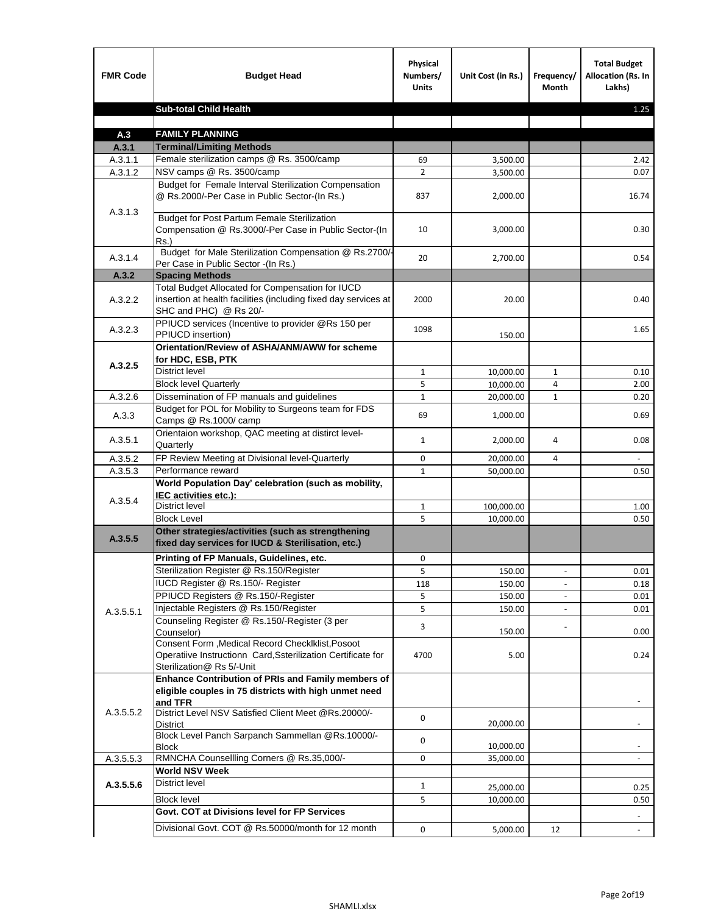| FMR Code | Budget Head | Physical Numbers/ Units | Unit Cost (in Rs.) | Frequency/ Month | Total Budget Allocation (Rs. In Lakhs) |
|---|---|---|---|---|---|
| | **Sub-total Child Health** | | | | 1.25 |
| | | | | | |
| **A.3** | **FAMILY PLANNING** | | | | |
| **A.3.1** | **Terminal/Limiting Methods** | | | | |
| A.3.1.1 | Female sterilization camps @ Rs. 3500/camp | 69 | 3,500.00 | | 2.42 |
| A.3.1.2 | NSV camps @ Rs. 3500/camp | 2 | 3,500.00 | | 0.07 |
| A.3.1.3 | Budget for Female Interval Sterilization Compensation @ Rs.2000/-Per Case in Public Sector-(In Rs.) | 837 | 2,000.00 | | 16.74 |
| | Budget for Post Partum Female Sterilization Compensation @ Rs.3000/-Per Case in Public Sector-(In Rs.) | 10 | 3,000.00 | | 0.30 |
| A.3.1.4 | Budget for Male Sterilization Compensation @ Rs.2700/-Per Case in Public Sector -(In Rs.) | 20 | 2,700.00 | | 0.54 |
| **A.3.2** | **Spacing Methods** | | | | |
| A.3.2.2 | Total Budget Allocated for Compensation for IUCD insertion at health facilities (including fixed day services at SHC and PHC) @ Rs 20/- | 2000 | 20.00 | | 0.40 |
| A.3.2.3 | PPIUCD services (Incentive to provider @Rs 150 per PPIUCD insertion) | 1098 | 150.00 | | 1.65 |
| **A.3.2.5** | **Orientation/Review of ASHA/ANM/AWW for scheme for HDC, ESB, PTK** | | | | |
| | District level | 1 | 10,000.00 | 1 | 0.10 |
| | Block level Quarterly | 5 | 10,000.00 | 4 | 2.00 |
| A.3.2.6 | Dissemination of FP manuals and guidelines | 1 | 20,000.00 | 1 | 0.20 |
| A.3.3 | Budget for POL for Mobility to Surgeons team for FDS Camps @ Rs.1000/ camp | 69 | 1,000.00 | | 0.69 |
| A.3.5.1 | Orientaion workshop, QAC meeting at distirct level-Quarterly | 1 | 2,000.00 | 4 | 0.08 |
| A.3.5.2 | FP Review Meeting at Divisional level-Quarterly | 0 | 20,000.00 | 4 | - |
| A.3.5.3 | Performance reward | 1 | 50,000.00 | | 0.50 |
| A.3.5.4 | **World Population Day' celebration (such as mobility, IEC activities etc.):** | | | | |
| | District level | 1 | 100,000.00 | | 1.00 |
| | Block Level | 5 | 10,000.00 | | 0.50 |
| **A.3.5.5** | **Other strategies/activities (such as strengthening fixed day services for IUCD & Sterilisation, etc.)** | | | | |
| A.3.5.5.1 | **Printing of FP Manuals, Guidelines, etc.** | 0 | | | |
| | Sterilization Register @ Rs.150/Register | 5 | 150.00 | - | 0.01 |
| | IUCD Register @ Rs.150/- Register | 118 | 150.00 | - | 0.18 |
| | PPIUCD Registers @ Rs.150/-Register | 5 | 150.00 | - | 0.01 |
| | Injectable Registers @ Rs.150/Register | 5 | 150.00 | - | 0.01 |
| | Counseling Register @ Rs.150/-Register (3 per Counselor) | 3 | 150.00 | - | 0.00 |
| | Consent Form ,Medical Record Checklklist,Posoot Operatiive Instructionn Card,Ssterilization Certificate for Sterilization@ Rs 5/-Unit | 4700 | 5.00 | | 0.24 |
| A.3.5.5.2 | **Enhance Contribution of PRIs and Family members of eligible couples in 75 districts with high unmet need and TFR** | | | | - |
| | District Level NSV Satisfied Client Meet @Rs.20000/-District | 0 | 20,000.00 | | - |
| | Block Level Panch Sarpanch Sammellan @Rs.10000/-Block | 0 | 10,000.00 | | - |
| A.3.5.5.3 | RMNCHA Counsellling Corners @ Rs.35,000/- | 0 | 35,000.00 | | - |
| **A.3.5.5.6** | **World NSV Week** | | | | |
| | District level | 1 | 25,000.00 | | 0.25 |
| | Block level | 5 | 10,000.00 | | 0.50 |
| | **Govt. COT at Divisions level for FP Services** | | | | - |
| | Divisional Govt. COT @ Rs.50000/month for 12 month | 0 | 5,000.00 | 12 | - |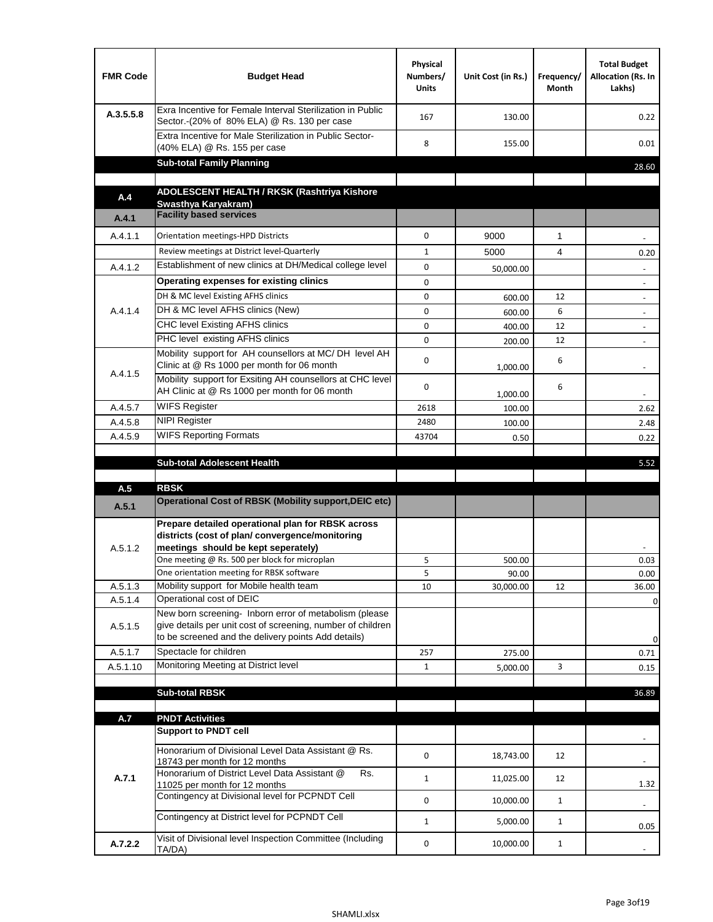| FMR Code | Budget Head | Physical Numbers/ Units | Unit Cost (in Rs.) | Frequency/ Month | Total Budget Allocation (Rs. In Lakhs) |
|---|---|---|---|---|---|
| A.3.5.5.8 | Exra Incentive for Female Interval Sterilization in Public Sector.-(20% of 80% ELA) @ Rs. 130 per case | 167 | 130.00 | | 0.22 |
| | Extra Incentive for Male Sterilization in Public Sector-(40% ELA) @ Rs. 155 per case | 8 | 155.00 | | 0.01 |
| | **Sub-total Family Planning** | | | | 28.60 |
| | | | | | |
| **A.4** | **ADOLESCENT HEALTH / RKSK (Rashtriya Kishore Swasthya Karyakram)** | | | | |
| **A.4.1** | **Facility based services** | | | | |
| A.4.1.1 | Orientation meetings-HPD Districts | 0 | 9000 | 1 | - |
| | Review meetings at District level-Quarterly | 1 | 5000 | 4 | 0.20 |
| A.4.1.2 | Establishment of new clinics at DH/Medical college level | 0 | 50,000.00 | | - |
| A.4.1.4 | **Operating expenses for existing clinics** | 0 | | | - |
| | DH & MC level Existing AFHS clinics | 0 | 600.00 | 12 | - |
| | DH & MC level AFHS clinics (New) | 0 | 600.00 | 6 | - |
| | CHC level Existing AFHS clinics | 0 | 400.00 | 12 | - |
| | PHC level existing AFHS clinics | 0 | 200.00 | 12 | - |
| A.4.1.5 | Mobility support for AH counsellors at MC/ DH level AH Clinic at @ Rs 1000 per month for 06 month | 0 | 1,000.00 | 6 | - |
| | Mobility support for Exsiting AH counsellors at CHC level AH Clinic at @ Rs 1000 per month for 06 month | 0 | 1,000.00 | 6 | - |
| A.4.5.7 | WIFS Register | 2618 | 100.00 | | 2.62 |
| A.4.5.8 | NIPI Register | 2480 | 100.00 | | 2.48 |
| A.4.5.9 | WIFS Reporting Formats | 43704 | 0.50 | | 0.22 |
| | | | | | |
| | **Sub-total Adolescent Health** | | | | 5.52 |
| | | | | | |
| **A.5** | **RBSK** | | | | |
| **A.5.1** | **Operational Cost of RBSK (Mobility support,DEIC etc)** | | | | |
| A.5.1.2 | **Prepare detailed operational plan for RBSK across districts (cost of plan/ convergence/monitoring meetings should be kept seperately)** | | | | - |
| | One meeting @ Rs. 500 per block for microplan | 5 | 500.00 | | 0.03 |
| | One orientation meeting for RBSK software | 5 | 90.00 | | 0.00 |
| A.5.1.3 | Mobility support for Mobile health team | 10 | 30,000.00 | 12 | 36.00 |
| A.5.1.4 | Operational cost of DEIC | | | | 0 |
| A.5.1.5 | New born screening- Inborn error of metabolism (please give details per unit cost of screening, number of children to be screened and the delivery points Add details) | | | | 0 |
| A.5.1.7 | Spectacle for children | 257 | 275.00 | | 0.71 |
| A.5.1.10 | Monitoring Meeting at District level | 1 | 5,000.00 | 3 | 0.15 |
| | | | | | |
| | **Sub-total RBSK** | | | | 36.89 |
| | | | | | |
| **A.7** | **PNDT Activities** | | | | |
| **A.7.1** | **Support to PNDT cell** | | | | - |
| | Honorarium of Divisional Level Data Assistant @ Rs. 18743 per month for 12 months | 0 | 18,743.00 | 12 | - |
| | Honorarium of District Level Data Assistant @ Rs. 11025 per month for 12 months | 1 | 11,025.00 | 12 | 1.32 |
| | Contingency at Divisional level for PCPNDT Cell | 0 | 10,000.00 | 1 | - |
| | Contingency at District level for PCPNDT Cell | 1 | 5,000.00 | 1 | 0.05 |
| **A.7.2.2** | Visit of Divisional level Inspection Committee (Including TA/DA) | 0 | 10,000.00 | 1 | - |

SHAMLI.xlsx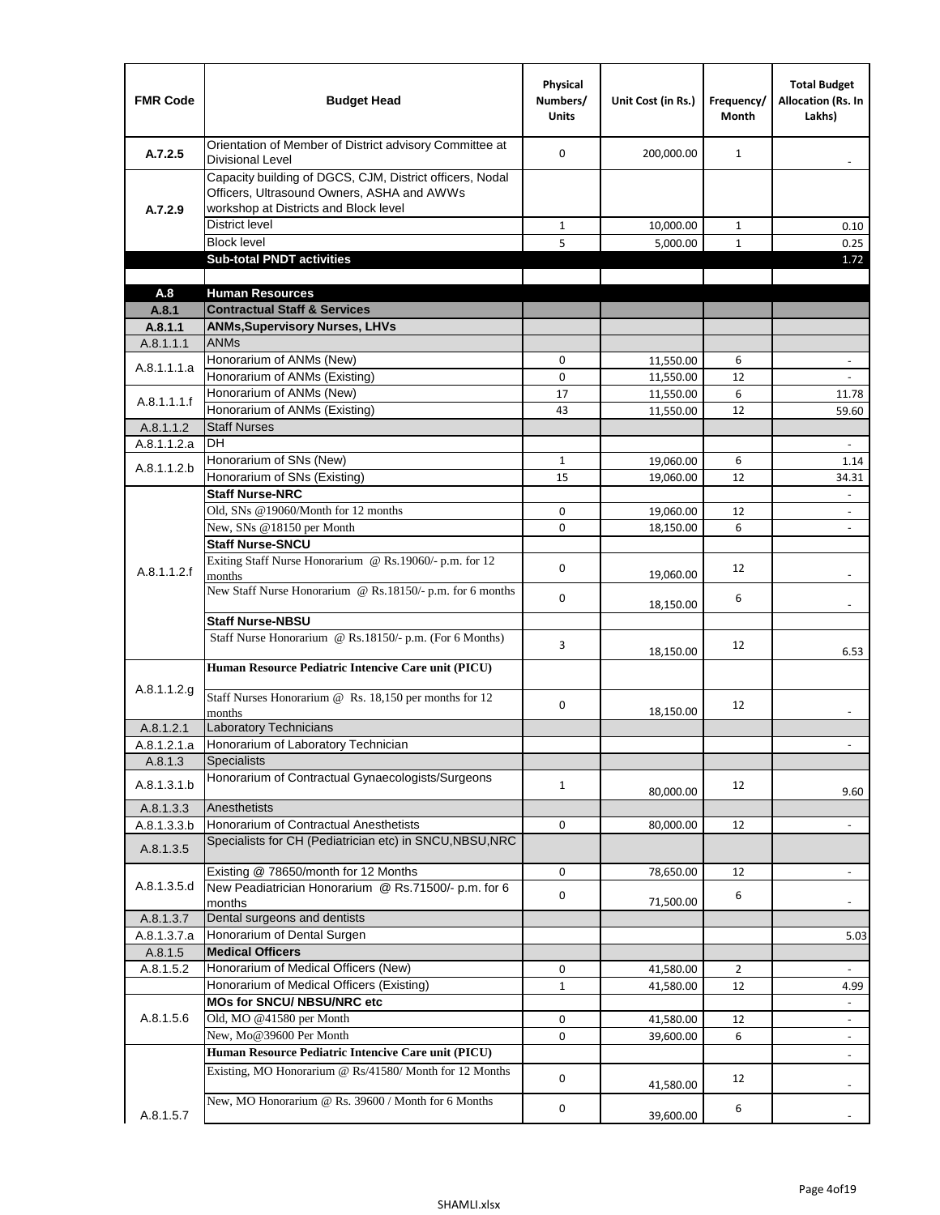| FMR Code | Budget Head | Physical Numbers/ Units | Unit Cost (in Rs.) | Frequency/ Month | Total Budget Allocation (Rs. In Lakhs) |
|---|---|---|---|---|---|
| A.7.2.5 | Orientation of Member of District advisory Committee at Divisional Level | 0 | 200,000.00 | 1 | - |
| A.7.2.9 | Capacity building of DGCS, CJM, District officers, Nodal Officers, Ultrasound Owners, ASHA and AWWs workshop at Districts and Block level | | | | |
| | District level | 1 | 10,000.00 | 1 | 0.10 |
| | Block level | 5 | 5,000.00 | 1 | 0.25 |
| | **Sub-total PNDT activities** | | | | 1.72 |
| | | | | | |
| **A.8** | **Human Resources** | | | | |
| **A.8.1** | **Contractual Staff & Services** | | | | |
| **A.8.1.1** | **ANMs,Supervisory Nurses, LHVs** | | | | |
| A.8.1.1.1 | ANMs | | | | |
| A.8.1.1.1.a | Honorarium of ANMs (New) | 0 | 11,550.00 | 6 | - |
| | Honorarium of ANMs (Existing) | 0 | 11,550.00 | 12 | - |
| A.8.1.1.1.f | Honorarium of ANMs (New) | 17 | 11,550.00 | 6 | 11.78 |
| | Honorarium of ANMs (Existing) | 43 | 11,550.00 | 12 | 59.60 |
| A.8.1.1.2 | Staff Nurses | | | | |
| A.8.1.1.2.a | DH | | | | - |
| A.8.1.1.2.b | Honorarium of SNs (New) | 1 | 19,060.00 | 6 | 1.14 |
| | Honorarium of SNs (Existing) | 15 | 19,060.00 | 12 | 34.31 |
| A.8.1.1.2.f | **Staff Nurse-NRC** | | | | - |
| | Old, SNs @19060/Month for 12 months | 0 | 19,060.00 | 12 | - |
| | New, SNs @18150 per Month | 0 | 18,150.00 | 6 | - |
| | **Staff Nurse-SNCU** | | | | |
| | Exiting Staff Nurse Honorarium @ Rs.19060/- p.m. for 12 months | 0 | 19,060.00 | 12 | - |
| | New Staff Nurse Honorarium @ Rs.18150/- p.m. for 6 months | 0 | 18,150.00 | 6 | - |
| | **Staff Nurse-NBSU** | | | | |
| | Staff Nurse Honorarium @ Rs.18150/- p.m. (For 6 Months) | 3 | 18,150.00 | 12 | 6.53 |
| A.8.1.1.2.g | **Human Resource Pediatric Intencive Care unit (PICU)** | | | | |
| | Staff Nurses Honorarium @ Rs. 18,150 per months for 12 months | 0 | 18,150.00 | 12 | - |
| A.8.1.2.1 | Laboratory Technicians | | | | |
| A.8.1.2.1.a | Honorarium of Laboratory Technician | | | | - |
| A.8.1.3 | Specialists | | | | |
| A.8.1.3.1.b | Honorarium of Contractual Gynaecologists/Surgeons | 1 | 80,000.00 | 12 | 9.60 |
| A.8.1.3.3 | Anesthetists | | | | |
| A.8.1.3.3.b | Honorarium of Contractual Anesthetists | 0 | 80,000.00 | 12 | - |
| A.8.1.3.5 | Specialists for CH (Pediatrician etc) in SNCU,NBSU,NRC | | | | |
| A.8.1.3.5.d | Existing @ 78650/month for 12 Months | 0 | 78,650.00 | 12 | - |
| | New Peadiatrician Honorarium @ Rs.71500/- p.m. for 6 months | 0 | 71,500.00 | 6 | - |
| A.8.1.3.7 | Dental surgeons and dentists | | | | |
| A.8.1.3.7.a | Honorarium of Dental Surgen | | | | 5.03 |
| A.8.1.5 | **Medical Officers** | | | | |
| A.8.1.5.2 | Honorarium of Medical Officers (New) | 0 | 41,580.00 | 2 | - |
| | Honorarium of Medical Officers (Existing) | 1 | 41,580.00 | 12 | 4.99 |
| A.8.1.5.6 | **MOs for SNCU/ NBSU/NRC etc** | | | | - |
| | Old, MO @41580 per Month | 0 | 41,580.00 | 12 | - |
| | New, Mo@39600 Per Month | 0 | 39,600.00 | 6 | - |
| A.8.1.5.7 | **Human Resource Pediatric Intencive Care unit (PICU)** | | | | - |
| | Existing, MO Honorarium @ Rs/41580/ Month for 12 Months | 0 | 41,580.00 | 12 | - |
| | New, MO Honorarium @ Rs. 39600 / Month for 6 Months | 0 | 39,600.00 | 6 | - |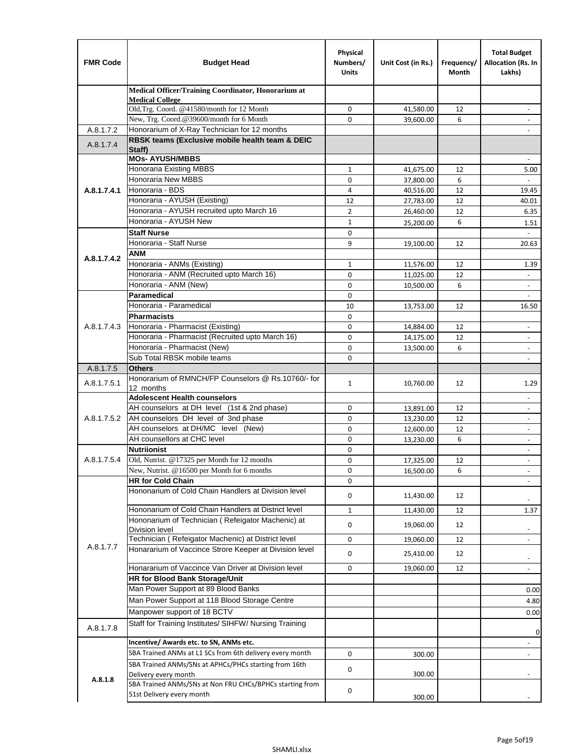| FMR Code | Budget Head | Physical Numbers/ Units | Unit Cost (in Rs.) | Frequency/ Month | Total Budget Allocation (Rs. In Lakhs) |
|---|---|---|---|---|---|
| | **Medical Officer/Training Coordinator, Honorarium at Medical College** | | | | |
| | Old,Trg. Coord. @41580/month for 12 Month | 0 | 41,580.00 | 12 | - |
| | New, Trg. Coord.@39600/month for 6 Month | 0 | 39,600.00 | 6 | - |
| A.8.1.7.2 | Honorarium of X-Ray Technician for 12 months | | | | - |
| A.8.1.7.4 | **RBSK teams (Exclusive mobile health team & DEIC Staff)** | | | | |
| A.8.1.7.4.1 | **MOs- AYUSH/MBBS** | | | | - |
| | Honoraria Existing MBBS | 1 | 41,675.00 | 12 | 5.00 |
| | Honoraria New MBBS | 0 | 37,800.00 | 6 | - |
| | Honoraria - BDS | 4 | 40,516.00 | 12 | 19.45 |
| | Honoraria - AYUSH (Existing) | 12 | 27,783.00 | 12 | 40.01 |
| | Honoraria - AYUSH recruited upto March 16 | 2 | 26,460.00 | 12 | 6.35 |
| | Honoraria - AYUSH New | 1 | 25,200.00 | 6 | 1.51 |
| A.8.1.7.4.2 | **Staff Nurse** | 0 | | | - |
| | Honoraria - Staff Nurse | 9 | 19,100.00 | 12 | 20.63 |
| | **ANM** | | | | |
| | Honoraria - ANMs (Existing) | 1 | 11,576.00 | 12 | 1.39 |
| | Honoraria - ANM (Recruited upto March 16) | 0 | 11,025.00 | 12 | - |
| | Honoraria - ANM (New) | 0 | 10,500.00 | 6 | - |
| A.8.1.7.4.3 | **Paramedical** | 0 | | | - |
| | Honoraria - Paramedical | 10 | 13,753.00 | 12 | 16.50 |
| | **Pharmacists** | 0 | | | |
| | Honoraria - Pharmacist (Existing) | 0 | 14,884.00 | 12 | - |
| | Honoraria - Pharmacist (Recruited upto March 16) | 0 | 14,175.00 | 12 | - |
| | Honoraria - Pharmacist (New) | 0 | 13,500.00 | 6 | - |
| | Sub Total RBSK mobile teams | 0 | | | - |
| A.8.1.7.5 | **Others** | | | | |
| A.8.1.7.5.1 | Honorarium of RMNCH/FP Counselors @ Rs.10760/- for 12 months | 1 | 10,760.00 | 12 | 1.29 |
| A.8.1.7.5.2 | **Adolescent Health counselors** | | | | - |
| | AH counselors at DH level (1st & 2nd phase) | 0 | 13,891.00 | 12 | - |
| | AH counselors DH level of 3nd phase | 0 | 13,230.00 | 12 | - |
| | AH counselors at DH/MC level (New) | 0 | 12,600.00 | 12 | - |
| | AH counsellors at CHC level | 0 | 13,230.00 | 6 | - |
| A.8.1.7.5.4 | **Nutriionist** | 0 | | | - |
| | Old, Nutrist. @17325 per Month for 12 months | 0 | 17,325.00 | 12 | - |
| | New, Nutrist. @16500 per Month for 6 months | 0 | 16,500.00 | 6 | - |
| A.8.1.7.7 | **HR for Cold Chain** | 0 | | | - |
| | Hononarium of Cold Chain Handlers at Division level | 0 | 11,430.00 | 12 | - |
| | Hononarium of Cold Chain Handlers at District level | 1 | 11,430.00 | 12 | 1.37 |
| | Hononarium of Technician ( Refeigator Machenic) at Division level | 0 | 19,060.00 | 12 | - |
| | Technician ( Refeigator Machenic) at District level | 0 | 19,060.00 | 12 | - |
| | Honararium of Vaccince Strore Keeper at Division level | 0 | 25,410.00 | 12 | - |
| | Honararium of Vaccince Van Driver at Division level | 0 | 19,060.00 | 12 | - |
| | **HR for Blood Bank Storage/Unit** | | | | |
| | Man Power Support at 89 Blood Banks | | | | 0.00 |
| | Man Power Support at 118 Blood Storage Centre | | | | 4.80 |
| | Manpower support of 18 BCTV | | | | 0.00 |
| A.8.1.7.8 | Staff for Training Institutes/ SIHFW/ Nursing Training | | | | 0 |
| A.8.1.8 | **Incentive/ Awards etc. to SN, ANMs etc.** | | | | - |
| | SBA Trained ANMs at L1 SCs from 6th delivery every month | 0 | 300.00 | | - |
| | SBA Trained ANMs/SNs at APHCs/PHCs starting from 16th Delivery every month | 0 | 300.00 | | - |
| | SBA Trained ANMs/SNs at Non FRU CHCs/BPHCs starting from 51st Delivery every month | 0 | 300.00 | | - |

SHAMLI.xlsx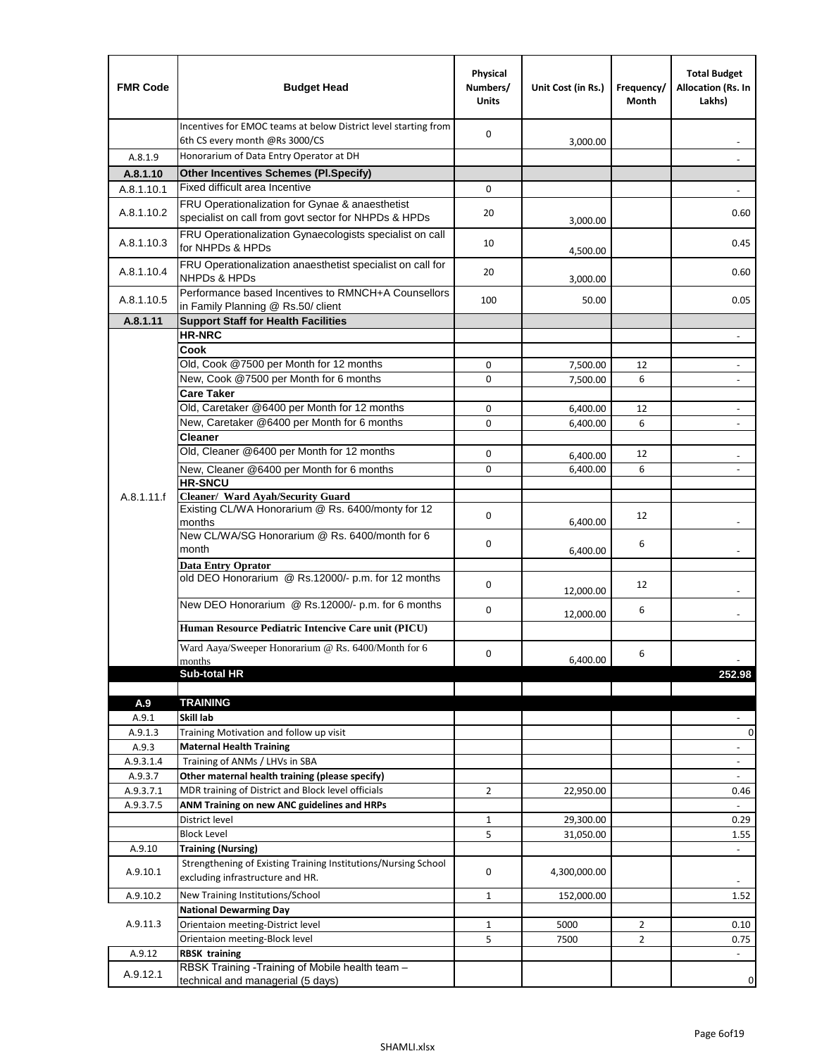| FMR Code | Budget Head | Physical Numbers/ Units | Unit Cost (in Rs.) | Frequency/ Month | Total Budget Allocation (Rs. In Lakhs) |
|---|---|---|---|---|---|
| | Incentives for EMOC teams at below District level starting from 6th CS every month @Rs 3000/CS | 0 | 3,000.00 | | - |
| A.8.1.9 | Honorarium of Data Entry Operator at DH | | | | - |
| **A.8.1.10** | **Other Incentives Schemes (Pl.Specify)** | | | | |
| A.8.1.10.1 | Fixed difficult area Incentive | 0 | | | - |
| A.8.1.10.2 | FRU Operationalization for Gynae & anaesthetist specialist on call from govt sector for NHPDs & HPDs | 20 | 3,000.00 | | 0.60 |
| A.8.1.10.3 | FRU Operationalization Gynaecologists specialist on call for NHPDs & HPDs | 10 | 4,500.00 | | 0.45 |
| A.8.1.10.4 | FRU Operationalization anaesthetist specialist on call for NHPDs & HPDs | 20 | 3,000.00 | | 0.60 |
| A.8.1.10.5 | Performance based Incentives to RMNCH+A Counsellors in Family Planning @ Rs.50/ client | 100 | 50.00 | | 0.05 |
| **A.8.1.11** | **Support Staff for Health Facilities** | | | | |
| A.8.1.11.f | **HR-NRC** | | | | - |
| | **Cook** | | | | |
| | Old, Cook @7500 per Month for 12 months | 0 | 7,500.00 | 12 | - |
| | New, Cook @7500 per Month for 6 months | 0 | 7,500.00 | 6 | - |
| | **Care Taker** | | | | |
| | Old, Caretaker @6400 per Month for 12 months | 0 | 6,400.00 | 12 | - |
| | New, Caretaker @6400 per Month for 6 months | 0 | 6,400.00 | 6 | - |
| | **Cleaner** | | | | |
| | Old, Cleaner @6400 per Month for 12 months | 0 | 6,400.00 | 12 | - |
| | New, Cleaner @6400 per Month for 6 months | 0 | 6,400.00 | 6 | - |
| | **HR-SNCU** | | | | |
| | **Cleaner/ Ward Ayah/Security Guard** | | | | |
| | Existing CL/WA Honorarium @ Rs. 6400/monty for 12 months | 0 | 6,400.00 | 12 | - |
| | New CL/WA/SG Honorarium @ Rs. 6400/month for 6 month | 0 | 6,400.00 | 6 | - |
| | **Data Entry Oprator** | | | | |
| | old DEO Honorarium @ Rs.12000/- p.m. for 12 months | 0 | 12,000.00 | 12 | - |
| | New DEO Honorarium @ Rs.12000/- p.m. for 6 months | 0 | 12,000.00 | 6 | - |
| | **Human Resource Pediatric Intencive Care unit (PICU)** | | | | |
| | Ward Aaya/Sweeper Honorarium @ Rs. 6400/Month for 6 months | 0 | 6,400.00 | 6 | - |
| | **Sub-total HR** | | | | **252.98** |
| | | | | | |
| **A.9** | **TRAINING** | | | | |
| A.9.1 | **Skill lab** | | | | - |
| A.9.1.3 | Training Motivation and follow up visit | | | | 0 |
| A.9.3 | **Maternal Health Training** | | | | - |
| A.9.3.1.4 | Training of ANMs / LHVs in SBA | | | | - |
| A.9.3.7 | **Other maternal health training (please specify)** | | | | - |
| A.9.3.7.1 | MDR training of District and Block level officials | 2 | 22,950.00 | | 0.46 |
| A.9.3.7.5 | **ANM Training on new ANC guidelines and HRPs** | | | | - |
| | District level | 1 | 29,300.00 | | 0.29 |
| | Block Level | 5 | 31,050.00 | | 1.55 |
| A.9.10 | **Training (Nursing)** | | | | - |
| A.9.10.1 | Strengthening of Existing Training Institutions/Nursing School excluding infrastructure and HR. | 0 | 4,300,000.00 | | - |
| A.9.10.2 | New Training Institutions/School | 1 | 152,000.00 | | 1.52 |
| A.9.11.3 | **National Dewarming Day** | | | | |
| | Orientaion meeting-District level | 1 | 5000 | 2 | 0.10 |
| | Orientaion meeting-Block level | 5 | 7500 | 2 | 0.75 |
| A.9.12 | **RBSK training** | | | | - |
| A.9.12.1 | RBSK Training -Training of Mobile health team – technical and managerial (5 days) | | | | 0 |

SHAMLI.xlsx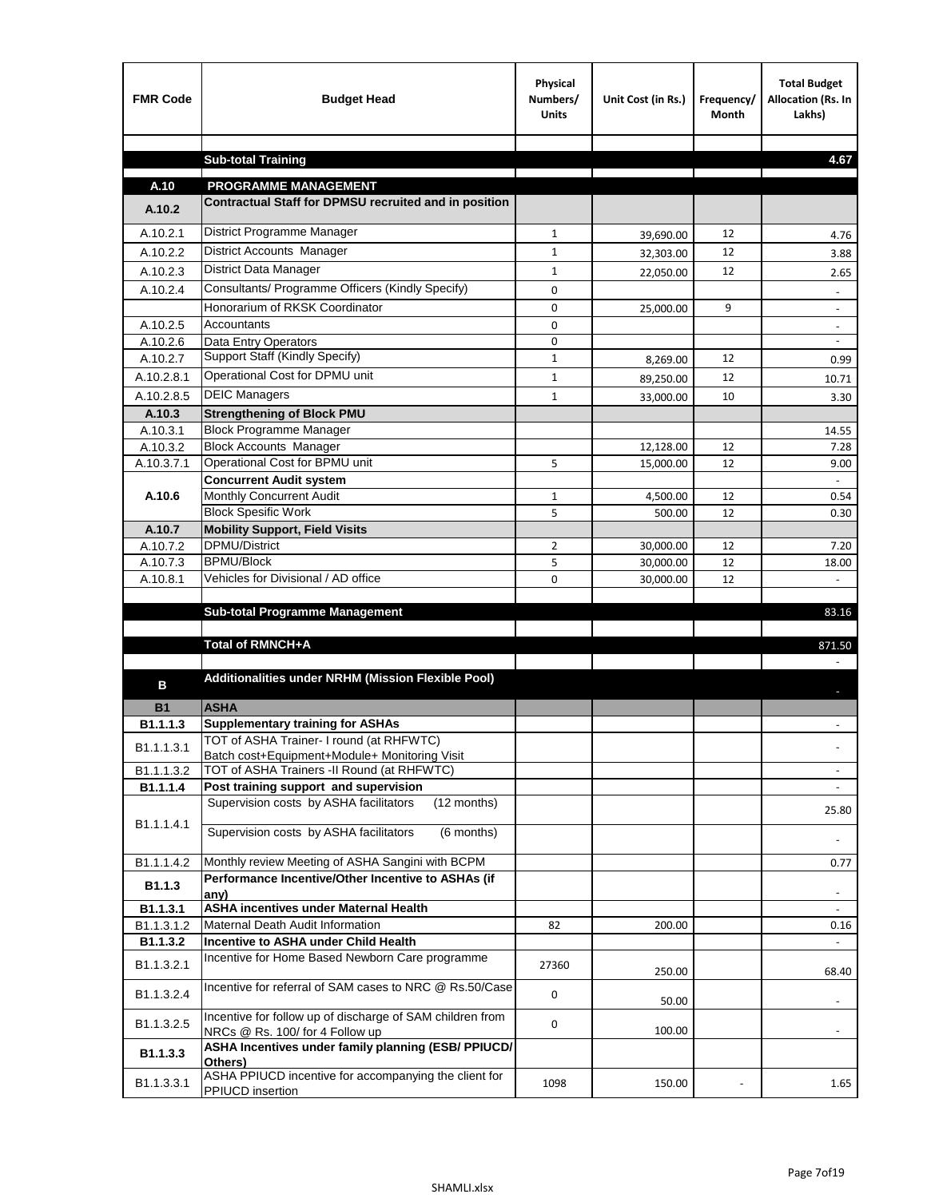| FMR Code | Budget Head | Physical Numbers/ Units | Unit Cost (in Rs.) | Frequency/ Month | Total Budget Allocation (Rs. In Lakhs) |
|---|---|---|---|---|---|
| | | | | | |
| | **Sub-total Training** | | | | **4.67** |
| **A.10** | **PROGRAMME MANAGEMENT** | | | | |
| **A.10.2** | **Contractual Staff for DPMSU recruited and in position** | | | | |
| A.10.2.1 | District Programme Manager | 1 | 39,690.00 | 12 | 4.76 |
| A.10.2.2 | District Accounts Manager | 1 | 32,303.00 | 12 | 3.88 |
| A.10.2.3 | District Data Manager | 1 | 22,050.00 | 12 | 2.65 |
| A.10.2.4 | Consultants/ Programme Officers (Kindly Specify) | 0 | | | - |
| | Honorarium of RKSK Coordinator | 0 | 25,000.00 | 9 | - |
| A.10.2.5 | Accountants | 0 | | | - |
| A.10.2.6 | Data Entry Operators | 0 | | | - |
| A.10.2.7 | Support Staff (Kindly Specify) | 1 | 8,269.00 | 12 | 0.99 |
| A.10.2.8.1 | Operational Cost for DPMU unit | 1 | 89,250.00 | 12 | 10.71 |
| A.10.2.8.5 | DEIC Managers | 1 | 33,000.00 | 10 | 3.30 |
| **A.10.3** | **Strengthening of Block PMU** | | | | |
| A.10.3.1 | Block Programme Manager | | | | 14.55 |
| A.10.3.2 | Block Accounts Manager | | 12,128.00 | 12 | 7.28 |
| A.10.3.7.1 | Operational Cost for BPMU unit | 5 | 15,000.00 | 12 | 9.00 |
| **A.10.6** | **Concurrent Audit system** | | | | - |
| | Monthly Concurrent Audit | 1 | 4,500.00 | 12 | 0.54 |
| | Block Spesific Work | 5 | 500.00 | 12 | 0.30 |
| **A.10.7** | **Mobility Support, Field Visits** | | | | |
| A.10.7.2 | DPMU/District | 2 | 30,000.00 | 12 | 7.20 |
| A.10.7.3 | BPMU/Block | 5 | 30,000.00 | 12 | 18.00 |
| A.10.8.1 | Vehicles for Divisional / AD office | 0 | 30,000.00 | 12 | - |
| | | | | | |
| | **Sub-total Programme Management** | | | | 83.16 |
| | | | | | |
| | **Total of RMNCH+A** | | | | 871.50 |
| | | | | | - |
| **B** | **Additionalities under NRHM (Mission Flexible Pool)** | | | | - |
| **B1** | **ASHA** | | | | |
| **B1.1.1.3** | **Supplementary training for ASHAs** | | | | - |
| B1.1.1.3.1 | TOT of ASHA Trainer- I round (at RHFWTC) Batch cost+Equipment+Module+ Monitoring Visit | | | | - |
| B1.1.1.3.2 | TOT of ASHA Trainers -II Round (at RHFWTC) | | | | - |
| **B1.1.1.4** | **Post training support and supervision** | | | | - |
| B1.1.1.4.1 | Supervision costs by ASHA facilitators (12 months) | | | | 25.80 |
| | Supervision costs by ASHA facilitators (6 months) | | | | - |
| B1.1.1.4.2 | Monthly review Meeting of ASHA Sangini with BCPM | | | | 0.77 |
| **B1.1.3** | **Performance Incentive/Other Incentive to ASHAs (if any)** | | | | - |
| **B1.1.3.1** | **ASHA incentives under Maternal Health** | | | | - |
| B1.1.3.1.2 | Maternal Death Audit Information | 82 | 200.00 | | 0.16 |
| **B1.1.3.2** | **Incentive to ASHA under Child Health** | | | | - |
| B1.1.3.2.1 | Incentive for Home Based Newborn Care programme | 27360 | 250.00 | | 68.40 |
| B1.1.3.2.4 | Incentive for referral of SAM cases to NRC @ Rs.50/Case | 0 | 50.00 | | - |
| B1.1.3.2.5 | Incentive for follow up of discharge of SAM children from NRCs @ Rs. 100/ for 4 Follow up | 0 | 100.00 | | - |
| **B1.1.3.3** | **ASHA Incentives under family planning (ESB/ PPIUCD/ Others)** | | | | |
| B1.1.3.3.1 | ASHA PPIUCD incentive for accompanying the client for PPIUCD insertion | 1098 | 150.00 | - | 1.65 |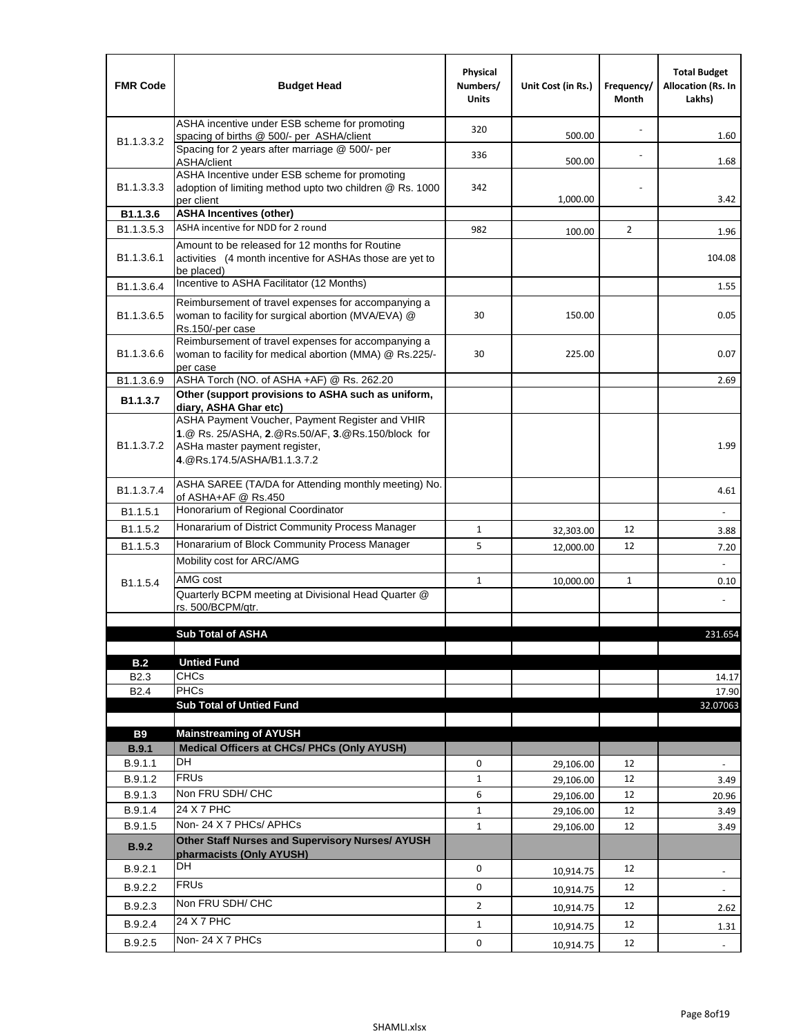| FMR Code | Budget Head | Physical Numbers/ Units | Unit Cost (in Rs.) | Frequency/ Month | Total Budget Allocation (Rs. In Lakhs) |
|---|---|---|---|---|---|
| B1.1.3.3.2 | ASHA incentive under ESB scheme for promoting spacing of births @ 500/- per ASHA/client | 320 | 500.00 | - | 1.60 |
| | Spacing for 2 years after marriage @ 500/- per ASHA/client | 336 | 500.00 | - | 1.68 |
| B1.1.3.3.3 | ASHA Incentive under ESB scheme for promoting adoption of limiting method upto two children @ Rs. 1000 per client | 342 | 1,000.00 | - | 3.42 |
| **B1.1.3.6** | **ASHA Incentives (other)** | | | | |
| B1.1.3.5.3 | ASHA incentive for NDD for 2 round | 982 | 100.00 | 2 | 1.96 |
| B1.1.3.6.1 | Amount to be released for 12 months for Routine activities (4 month incentive for ASHAs those are yet to be placed) | | | | 104.08 |
| B1.1.3.6.4 | Incentive to ASHA Facilitator (12 Months) | | | | 1.55 |
| B1.1.3.6.5 | Reimbursement of travel expenses for accompanying a woman to facility for surgical abortion (MVA/EVA) @ Rs.150/-per case | 30 | 150.00 | | 0.05 |
| B1.1.3.6.6 | Reimbursement of travel expenses for accompanying a woman to facility for medical abortion (MMA) @ Rs.225/- per case | 30 | 225.00 | | 0.07 |
| B1.1.3.6.9 | ASHA Torch (NO. of ASHA +AF) @ Rs. 262.20 | | | | 2.69 |
| **B1.1.3.7** | **Other (support provisions to ASHA such as uniform, diary, ASHA Ghar etc)** | | | | |
| B1.1.3.7.2 | ASHA Payment Voucher, Payment Register and VHIR **1**.@ Rs. 25/ASHA, **2**.@Rs.50/AF, **3**.@Rs.150/block for ASHa master payment register, **4**.@Rs.174.5/ASHA/B1.1.3.7.2 | | | | 1.99 |
| B1.1.3.7.4 | ASHA SAREE (TA/DA for Attending monthly meeting) No. of ASHA+AF @ Rs.450 | | | | 4.61 |
| B1.1.5.1 | Honorarium of Regional Coordinator | | | | - |
| B1.1.5.2 | Honararium of District Community Process Manager | 1 | 32,303.00 | 12 | 3.88 |
| B1.1.5.3 | Honararium of Block Community Process Manager | 5 | 12,000.00 | 12 | 7.20 |
| B1.1.5.4 | Mobility cost for ARC/AMG | | | | - |
| | AMG cost | 1 | 10,000.00 | 1 | 0.10 |
| | Quarterly BCPM meeting at Divisional Head Quarter @ rs. 500/BCPM/qtr. | | | | - |
| | | | | | |
| | **Sub Total of ASHA** | | | | 231.654 |
| | | | | | |
| **B.2** | **Untied Fund** | | | | |
| B2.3 | CHCs | | | | 14.17 |
| B2.4 | PHCs | | | | 17.90 |
| | **Sub Total of Untied Fund** | | | | 32.07063 |
| | | | | | |
| **B9** | **Mainstreaming of AYUSH** | | | | |
| **B.9.1** | **Medical Officers at CHCs/ PHCs (Only AYUSH)** | | | | |
| B.9.1.1 | DH | 0 | 29,106.00 | 12 | - |
| B.9.1.2 | FRUs | 1 | 29,106.00 | 12 | 3.49 |
| B.9.1.3 | Non FRU SDH/ CHC | 6 | 29,106.00 | 12 | 20.96 |
| B.9.1.4 | 24 X 7 PHC | 1 | 29,106.00 | 12 | 3.49 |
| B.9.1.5 | Non- 24 X 7 PHCs/ APHCs | 1 | 29,106.00 | 12 | 3.49 |
| **B.9.2** | **Other Staff Nurses and Supervisory Nurses/ AYUSH pharmacists (Only AYUSH)** | | | | |
| B.9.2.1 | DH | 0 | 10,914.75 | 12 | - |
| B.9.2.2 | FRUs | 0 | 10,914.75 | 12 | - |
| B.9.2.3 | Non FRU SDH/ CHC | 2 | 10,914.75 | 12 | 2.62 |
| B.9.2.4 | 24 X 7 PHC | 1 | 10,914.75 | 12 | 1.31 |
| B.9.2.5 | Non- 24 X 7 PHCs | 0 | 10,914.75 | 12 | - |

SHAMLI.xlsx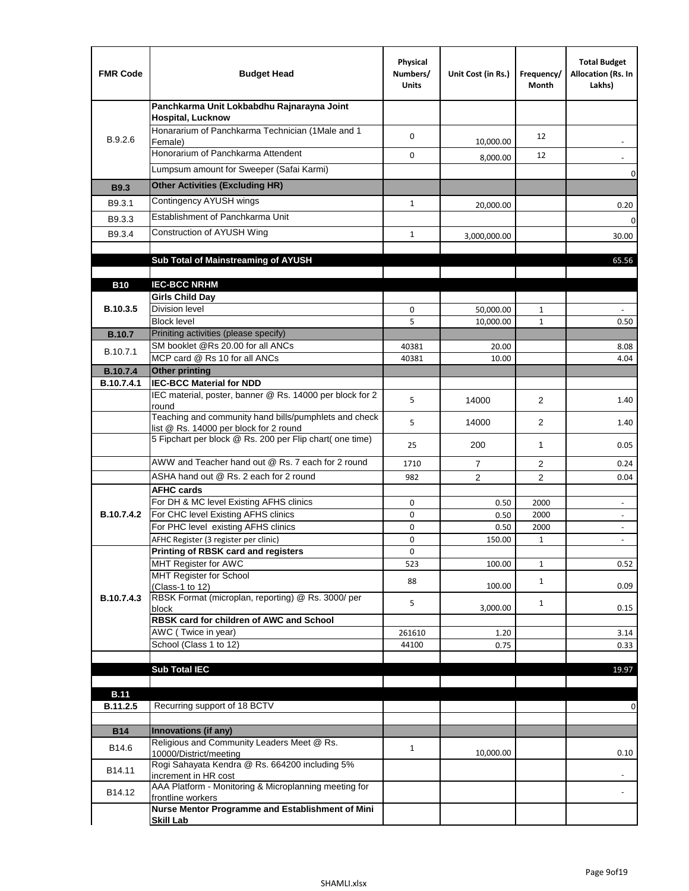| FMR Code | Budget Head | Physical Numbers/ Units | Unit Cost (in Rs.) | Frequency/ Month | Total Budget Allocation (Rs. In Lakhs) |
|---|---|---|---|---|---|
| B.9.2.6 | **Panchkarma Unit Lokbabdhu Rajnarayna Joint Hospital, Lucknow** | | | | |
| | Honararium of Panchkarma Technician (1Male and 1 Female) | 0 | 10,000.00 | 12 | - |
| | Honorarium of Panchkarma Attendent | 0 | 8,000.00 | 12 | - |
| | Lumpsum amount for Sweeper (Safai Karmi) | | | | 0 |
| **B9.3** | **Other Activities (Excluding HR)** | | | | |
| B9.3.1 | Contingency AYUSH wings | 1 | 20,000.00 | | 0.20 |
| B9.3.3 | Establishment of Panchkarma Unit | | | | 0 |
| B9.3.4 | Construction of AYUSH Wing | 1 | 3,000,000.00 | | 30.00 |
| | | | | | |
| | **Sub Total of Mainstreaming of AYUSH** | | | | 65.56 |
| | | | | | |
| **B10** | **IEC-BCC NRHM** | | | | |
| **B.10.3.5** | **Girls Child Day** | | | | |
| | Division level | 0 | 50,000.00 | 1 | - |
| | Block level | 5 | 10,000.00 | 1 | 0.50 |
| **B.10.7** | Priniting activities (please specify) | | | | |
| B.10.7.1 | SM booklet @Rs 20.00 for all ANCs | 40381 | 20.00 | | 8.08 |
| | MCP card @ Rs 10 for all ANCs | 40381 | 10.00 | | 4.04 |
| **B.10.7.4** | **Other printing** | | | | |
| **B.10.7.4.1** | **IEC-BCC Material for NDD** | | | | |
| | IEC material, poster, banner @ Rs. 14000 per block for 2 round | 5 | 14000 | 2 | 1.40 |
| | Teaching and community hand bills/pumphlets and check list @ Rs. 14000 per block for 2 round | 5 | 14000 | 2 | 1.40 |
| | 5 Fipchart per block @ Rs. 200 per Flip chart( one time) | 25 | 200 | 1 | 0.05 |
| | AWW and Teacher hand out @ Rs. 7 each for 2 round | 1710 | 7 | 2 | 0.24 |
| | ASHA hand out @ Rs. 2 each for 2 round | 982 | 2 | 2 | 0.04 |
| **B.10.7.4.2** | **AFHC cards** | | | | |
| | For DH & MC level Existing AFHS clinics | 0 | 0.50 | 2000 | - |
| | For CHC level Existing AFHS clinics | 0 | 0.50 | 2000 | - |
| | For PHC level existing AFHS clinics | 0 | 0.50 | 2000 | - |
| | AFHC Register (3 register per clinic) | 0 | 150.00 | 1 | - |
| **B.10.7.4.3** | **Printing of RBSK card and registers** | 0 | | | |
| | MHT Register for AWC | 523 | 100.00 | 1 | 0.52 |
| | MHT Register for School (Class-1 to 12) | 88 | 100.00 | 1 | 0.09 |
| | RBSK Format (microplan, reporting) @ Rs. 3000/ per block | 5 | 3,000.00 | 1 | 0.15 |
| | **RBSK card for children of AWC and School** | | | | |
| | AWC ( Twice in year) | 261610 | 1.20 | | 3.14 |
| | School (Class 1 to 12) | 44100 | 0.75 | | 0.33 |
| | | | | | |
| | **Sub Total IEC** | | | | 19.97 |
| | | | | | |
| **B.11** | | | | | |
| **B.11.2.5** | Recurring support of 18 BCTV | | | | 0 |
| | | | | | |
| **B14** | **Innovations (if any)** | | | | |
| B14.6 | Religious and Community Leaders Meet @ Rs. 10000/District/meeting | 1 | 10,000.00 | | 0.10 |
| B14.11 | Rogi Sahayata Kendra @ Rs. 664200 including 5% increment in HR cost | | | | - |
| B14.12 | AAA Platform - Monitoring & Microplanning meeting for frontline workers | | | | - |
| | **Nurse Mentor Programme and Establishment of Mini Skill Lab** | | | | |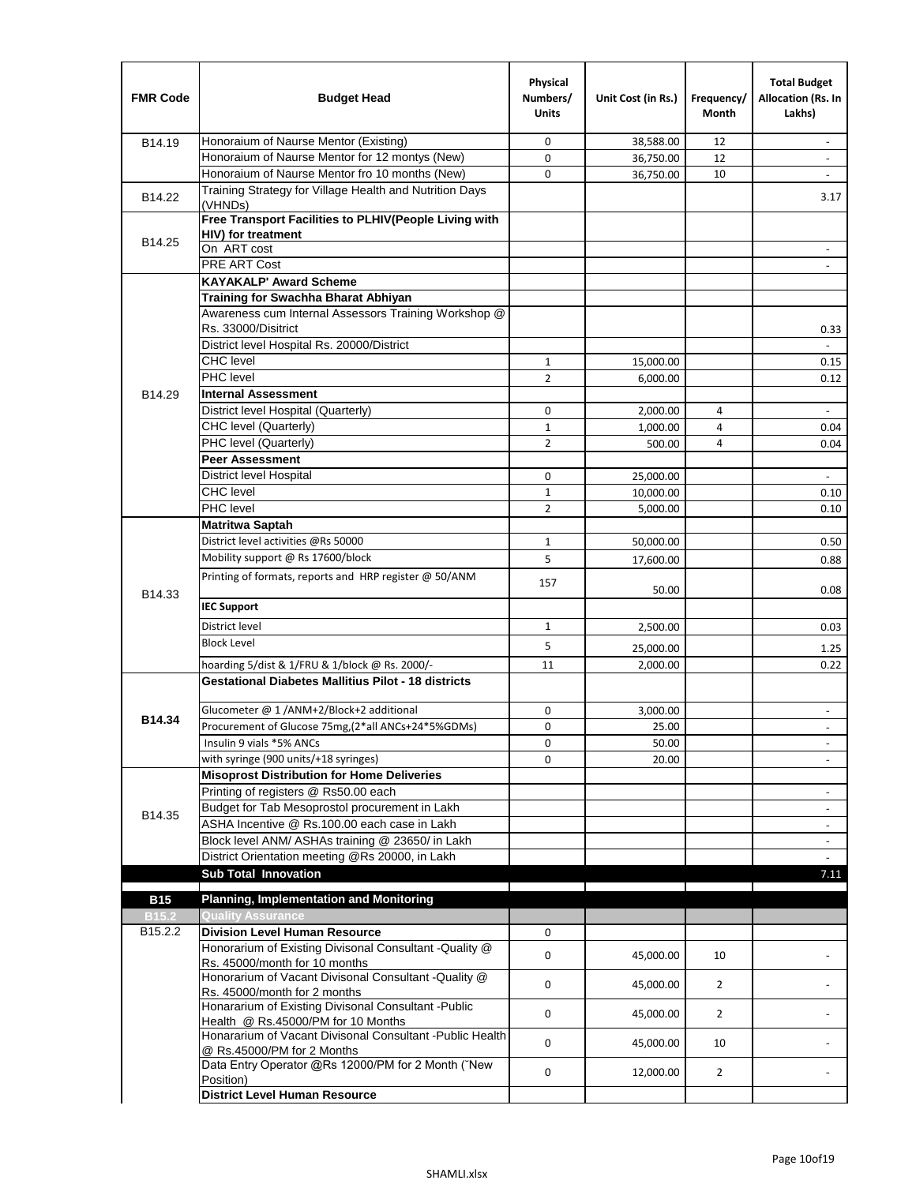| FMR Code | Budget Head | Physical Numbers/ Units | Unit Cost (in Rs.) | Frequency/ Month | Total Budget Allocation (Rs. In Lakhs) |
|---|---|---|---|---|---|
| B14.19 | Honoraium of Naurse Mentor (Existing) | 0 | 38,588.00 | 12 | - |
| | Honoraium of Naurse Mentor for 12 montys (New) | 0 | 36,750.00 | 12 | - |
| | Honoraium of Naurse Mentor fro 10 months (New) | 0 | 36,750.00 | 10 | - |
| B14.22 | Training Strategy for Village Health and Nutrition Days (VHNDs) | | | | 3.17 |
| B14.25 | **Free Transport Facilities to PLHIV(People Living with HIV) for treatment** | | | | |
| | On ART cost | | | | - |
| | PRE ART Cost | | | | - |
| B14.29 | **KAYAKALP' Award Scheme** | | | | |
| | **Training for Swachha Bharat Abhiyan** | | | | |
| | Awareness cum Internal Assessors Training Workshop @ Rs. 33000/Disitrict | | | | 0.33 |
| | District level Hospital Rs. 20000/District | | | | - |
| | CHC level | 1 | 15,000.00 | | 0.15 |
| | PHC level | 2 | 6,000.00 | | 0.12 |
| | **Internal Assessment** | | | | |
| | District level Hospital (Quarterly) | 0 | 2,000.00 | 4 | - |
| | CHC level (Quarterly) | 1 | 1,000.00 | 4 | 0.04 |
| | PHC level (Quarterly) | 2 | 500.00 | 4 | 0.04 |
| | **Peer Assessment** | | | | |
| | District level Hospital | 0 | 25,000.00 | | - |
| | CHC level | 1 | 10,000.00 | | 0.10 |
| | PHC level | 2 | 5,000.00 | | 0.10 |
| B14.33 | **Matritwa Saptah** | | | | |
| | District level activities @Rs 50000 | 1 | 50,000.00 | | 0.50 |
| | Mobility support @ Rs 17600/block | 5 | 17,600.00 | | 0.88 |
| | Printing of formats, reports and HRP register @ 50/ANM | 157 | 50.00 | | 0.08 |
| | **IEC Support** | | | | |
| | District level | 1 | 2,500.00 | | 0.03 |
| | Block Level | 5 | 25,000.00 | | 1.25 |
| | hoarding 5/dist & 1/FRU & 1/block @ Rs. 2000/- | 11 | 2,000.00 | | 0.22 |
| **B14.34** | **Gestational Diabetes Mallitius Pilot - 18 districts** | | | | |
| | Glucometer @ 1 /ANM+2/Block+2 additional | 0 | 3,000.00 | | - |
| | Procurement of Glucose 75mg,(2*all ANCs+24*5%GDMs) | 0 | 25.00 | | - |
| | Insulin 9 vials *5% ANCs | 0 | 50.00 | | - |
| | with syringe (900 units/+18 syringes) | 0 | 20.00 | | - |
| B14.35 | **Misoprost Distribution for Home Deliveries** | | | | |
| | Printing of registers @ Rs50.00 each | | | | - |
| | Budget for Tab Mesoprostol procurement in Lakh | | | | - |
| | ASHA Incentive @ Rs.100.00 each case in Lakh | | | | - |
| | Block level ANM/ ASHAs training @ 23650/ in Lakh | | | | - |
| | District Orientation meeting @Rs 20000, in Lakh | | | | - |
| | **Sub Total Innovation** | | | | 7.11 |
| **B15** | **Planning, Implementation and Monitoring** | | | | |
| **B15.2** | **Quality Assurance** | | | | |
| B15.2.2 | **Division Level Human Resource** | 0 | | | |
| | Honorarium of Existing Divisonal Consultant -Quality @ Rs. 45000/month for 10 months | 0 | 45,000.00 | 10 | - |
| | Honorarium of Vacant Divisonal Consultant -Quality @ Rs. 45000/month for 2 months | 0 | 45,000.00 | 2 | - |
| | Honararium of Existing Divisonal Consultant -Public Health @ Rs.45000/PM for 10 Months | 0 | 45,000.00 | 2 | - |
| | Honararium of Vacant Divisonal Consultant -Public Health @ Rs.45000/PM for 2 Months | 0 | 45,000.00 | 10 | - |
| | Data Entry Operator @Rs 12000/PM for 2 Month ("New Position) | 0 | 12,000.00 | 2 | - |
| | **District Level Human Resource** | | | | |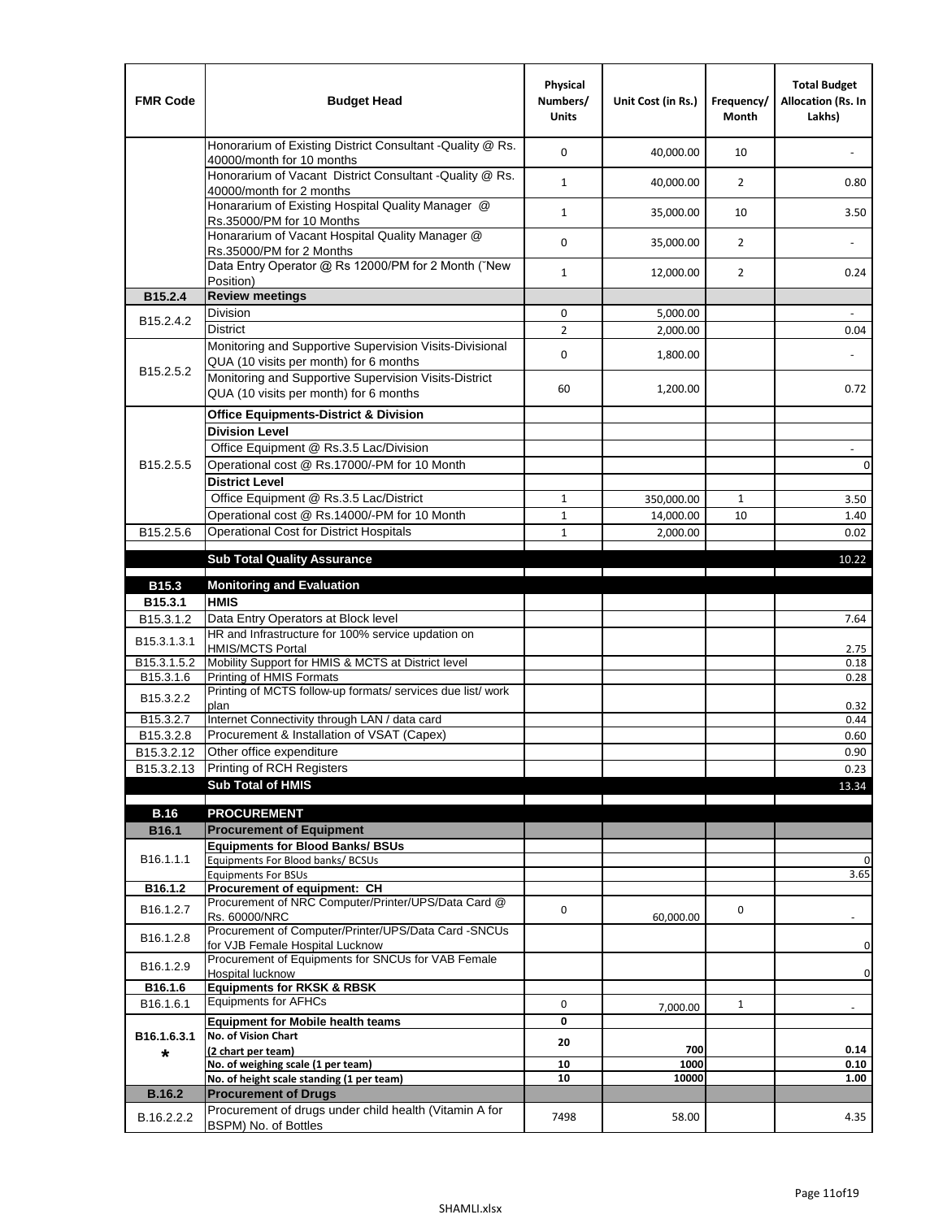| FMR Code | Budget Head | Physical Numbers/ Units | Unit Cost (in Rs.) | Frequency/ Month | Total Budget Allocation (Rs. In Lakhs) |
|---|---|---|---|---|---|
| | Honorarium of Existing District Consultant -Quality @ Rs. 40000/month for 10 months | 0 | 40,000.00 | 10 | - |
| | Honorarium of Vacant District Consultant -Quality @ Rs. 40000/month for 2 months | 1 | 40,000.00 | 2 | 0.80 |
| | Honararium of Existing Hospital Quality Manager @ Rs.35000/PM for 10 Months | 1 | 35,000.00 | 10 | 3.50 |
| | Honararium of Vacant Hospital Quality Manager @ Rs.35000/PM for 2 Months | 0 | 35,000.00 | 2 | - |
| | Data Entry Operator @ Rs 12000/PM for 2 Month (˜New Position) | 1 | 12,000.00 | 2 | 0.24 |
| **B15.2.4** | **Review meetings** | | | | |
| B15.2.4.2 | Division | 0 | 5,000.00 | | - |
| | District | 2 | 2,000.00 | | 0.04 |
| B15.2.5.2 | Monitoring and Supportive Supervision Visits-Divisional QUA (10 visits per month) for 6 months | 0 | 1,800.00 | | - |
| | Monitoring and Supportive Supervision Visits-District QUA (10 visits per month) for 6 months | 60 | 1,200.00 | | 0.72 |
| B15.2.5.5 | **Office Equipments-District & Division** | | | | |
| | **Division Level** | | | | |
| | Office Equipment @ Rs.3.5 Lac/Division | | | | - |
| | Operational cost @ Rs.17000/-PM for 10 Month | | | | 0 |
| | **District Level** | | | | |
| | Office Equipment @ Rs.3.5 Lac/District | 1 | 350,000.00 | 1 | 3.50 |
| | Operational cost @ Rs.14000/-PM for 10 Month | 1 | 14,000.00 | 10 | 1.40 |
| B15.2.5.6 | Operational Cost for District Hospitals | 1 | 2,000.00 | | 0.02 |
| | **Sub Total Quality Assurance** | | | | 10.22 |
| **B15.3** | **Monitoring and Evaluation** | | | | |
| **B15.3.1** | **HMIS** | | | | |
| B15.3.1.2 | Data Entry Operators at Block level | | | | 7.64 |
| B15.3.1.3.1 | HR and Infrastructure for 100% service updation on HMIS/MCTS Portal | | | | 2.75 |
| B15.3.1.5.2 | Mobility Support for HMIS & MCTS at District level | | | | 0.18 |
| B15.3.1.6 | Printing of HMIS Formats | | | | 0.28 |
| B15.3.2.2 | Printing of MCTS follow-up formats/ services due list/ work plan | | | | 0.32 |
| B15.3.2.7 | Internet Connectivity through LAN / data card | | | | 0.44 |
| B15.3.2.8 | Procurement & Installation of VSAT (Capex) | | | | 0.60 |
| B15.3.2.12 | Other office expenditure | | | | 0.90 |
| B15.3.2.13 | Printing of RCH Registers | | | | 0.23 |
| | **Sub Total of HMIS** | | | | 13.34 |
| **B.16** | **PROCUREMENT** | | | | |
| **B16.1** | **Procurement of Equipment** | | | | |
| B16.1.1.1 | **Equipments for Blood Banks/ BSUs** | | | | |
| | Equipments For Blood banks/ BCSUs | | | | 0 |
| | Equipments For BSUs | | | | 3.65 |
| **B16.1.2** | **Procurement of equipment: CH** | | | | |
| B16.1.2.7 | Procurement of NRC Computer/Printer/UPS/Data Card @ Rs. 60000/NRC | 0 | 60,000.00 | 0 | - |
| B16.1.2.8 | Procurement of Computer/Printer/UPS/Data Card -SNCUs for VJB Female Hospital Lucknow | | | | 0 |
| B16.1.2.9 | Procurement of Equipments for SNCUs for VAB Female Hospital lucknow | | | | 0 |
| **B16.1.6** | **Equipments for RKSK & RBSK** | | | | |
| B16.1.6.1 | Equipments for AFHCs | 0 | 7,000.00 | 1 | - |
| B16.1.6.3.1 * | **Equipment for Mobile health teams** | 0 | | | |
| | **No. of Vision Chart (2 chart per team)** | 20 | 700 | | 0.14 |
| | **No. of weighing scale (1 per team)** | 10 | 1000 | | 0.10 |
| | **No. of height scale standing (1 per team)** | 10 | 10000 | | 1.00 |
| **B.16.2** | **Procurement of Drugs** | | | | |
| B.16.2.2.2 | Procurement of drugs under child health (Vitamin A for BSPM) No. of Bottles | 7498 | 58.00 | | 4.35 |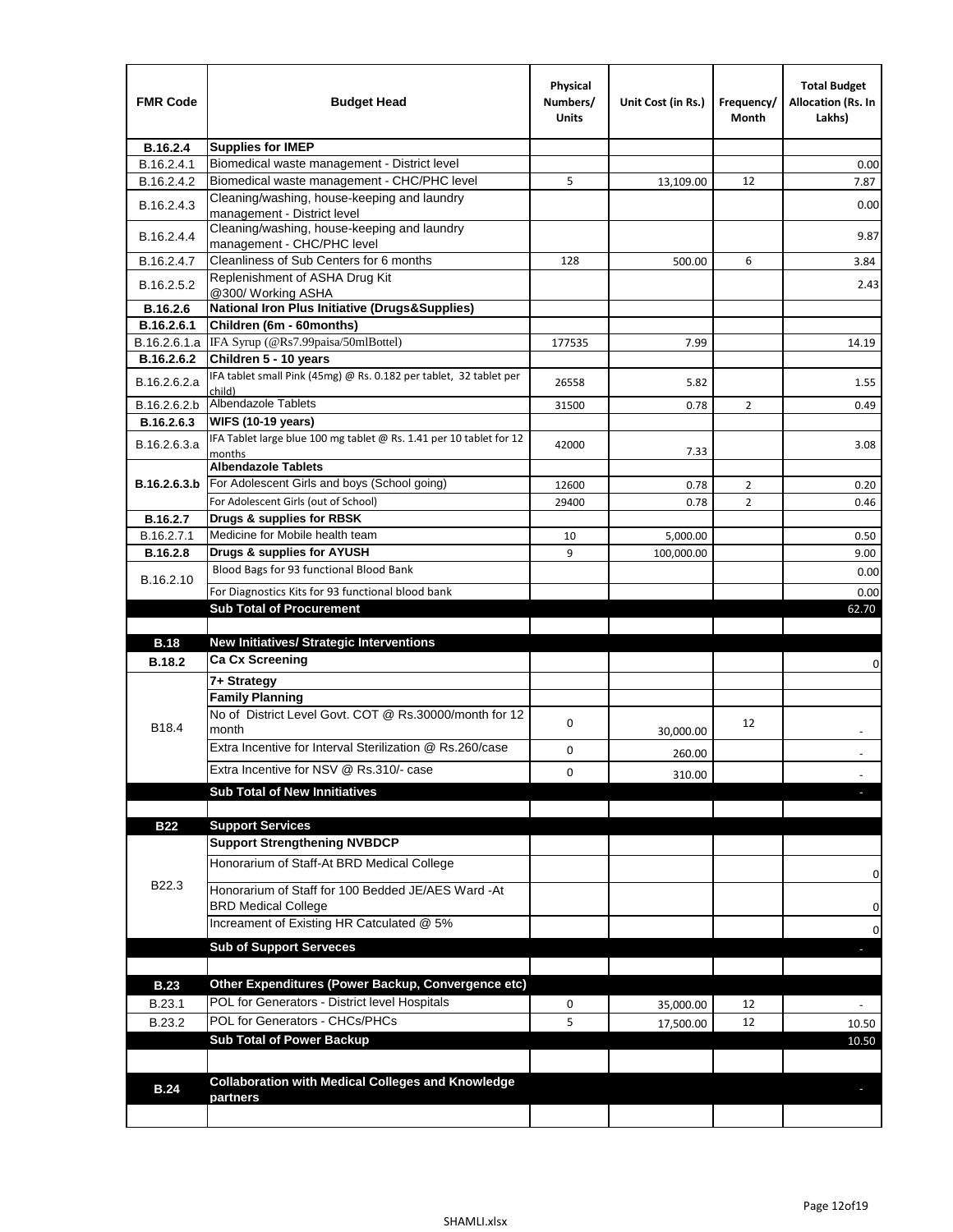| FMR Code | Budget Head | Physical Numbers/ Units | Unit Cost (in Rs.) | Frequency/ Month | Total Budget Allocation (Rs. In Lakhs) |
|---|---|---|---|---|---|
| **B.16.2.4** | **Supplies for IMEP** | | | | |
| B.16.2.4.1 | Biomedical waste management - District level | | | | 0.00 |
| B.16.2.4.2 | Biomedical waste management - CHC/PHC level | 5 | 13,109.00 | 12 | 7.87 |
| B.16.2.4.3 | Cleaning/washing, house-keeping and laundry management - District level | | | | 0.00 |
| B.16.2.4.4 | Cleaning/washing, house-keeping and laundry management - CHC/PHC level | | | | 9.87 |
| B.16.2.4.7 | Cleanliness of Sub Centers for 6 months | 128 | 500.00 | 6 | 3.84 |
| B.16.2.5.2 | Replenishment of ASHA Drug Kit @300/ Working ASHA | | | | 2.43 |
| **B.16.2.6** | **National Iron Plus Initiative (Drugs&Supplies)** | | | | |
| **B.16.2.6.1** | **Children (6m - 60months)** | | | | |
| B.16.2.6.1.a | IFA Syrup (@Rs7.99paisa/50mlBottel) | 177535 | 7.99 | | 14.19 |
| **B.16.2.6.2** | **Children 5 - 10 years** | | | | |
| B.16.2.6.2.a | IFA tablet small Pink (45mg) @ Rs. 0.182 per tablet, 32 tablet per child) | 26558 | 5.82 | | 1.55 |
| B.16.2.6.2.b | Albendazole Tablets | 31500 | 0.78 | 2 | 0.49 |
| **B.16.2.6.3** | **WIFS (10-19 years)** | | | | |
| B.16.2.6.3.a | IFA Tablet large blue 100 mg tablet @ Rs. 1.41 per 10 tablet for 12 months | 42000 | 7.33 | | 3.08 |
| | **Albendazole Tablets** | | | | |
| **B.16.2.6.3.b** | For Adolescent Girls and boys (School going) | 12600 | 0.78 | 2 | 0.20 |
| | For Adolescent Girls (out of School) | 29400 | 0.78 | 2 | 0.46 |
| **B.16.2.7** | **Drugs & supplies for RBSK** | | | | |
| B.16.2.7.1 | Medicine for Mobile health team | 10 | 5,000.00 | | 0.50 |
| **B.16.2.8** | **Drugs & supplies for AYUSH** | 9 | 100,000.00 | | 9.00 |
| B.16.2.10 | Blood Bags for 93 functional Blood Bank | | | | 0.00 |
| | For Diagnostics Kits for 93 functional blood bank | | | | 0.00 |
| | **Sub Total of Procurement** | | | | 62.70 |
| | | | | | |
| **B.18** | **New Initiatives/ Strategic Interventions** | | | | |
| **B.18.2** | **Ca Cx Screening** | | | | 0 |
| | **7+ Strategy** | | | | |
| | **Family Planning** | | | | |
| B18.4 | No of District Level Govt. COT @ Rs.30000/month for 12 month | 0 | 30,000.00 | 12 | - |
| | Extra Incentive for Interval Sterilization @ Rs.260/case | 0 | 260.00 | | - |
| | Extra Incentive for NSV @ Rs.310/- case | 0 | 310.00 | | - |
| | **Sub Total of New Innitiatives** | | | | - |
| | | | | | |
| **B22** | **Support Services** | | | | |
| | **Support Strengthening NVBDCP** | | | | |
| B22.3 | Honorarium of Staff-At BRD Medical College | | | | 0 |
| | Honorarium of Staff for 100 Bedded JE/AES Ward -At BRD Medical College | | | | 0 |
| | Increament of Existing HR Catculated @ 5% | | | | 0 |
| | **Sub of Support Serveces** | | | | - |
| | | | | | |
| **B.23** | **Other Expenditures (Power Backup, Convergence etc)** | | | | |
| B.23.1 | POL for Generators - District level Hospitals | 0 | 35,000.00 | 12 | - |
| B.23.2 | POL for Generators - CHCs/PHCs | 5 | 17,500.00 | 12 | 10.50 |
| | **Sub Total of Power Backup** | | | | 10.50 |
| | | | | | |
| **B.24** | **Collaboration with Medical Colleges and Knowledge partners** | | | | - |
| | | | | | |

SHAMLI.xlsx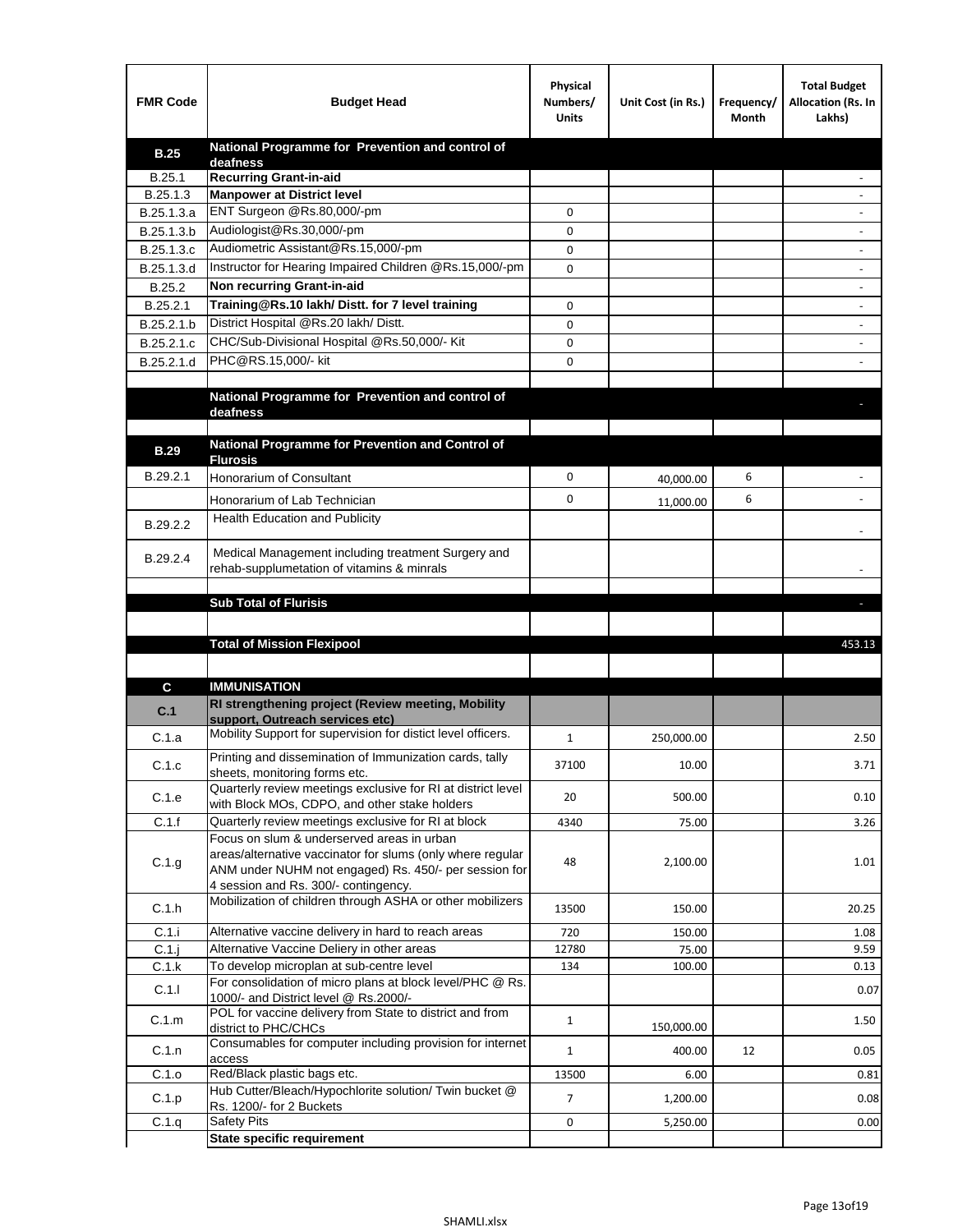| FMR Code | Budget Head | Physical Numbers/ Units | Unit Cost (in Rs.) | Frequency/ Month | Total Budget Allocation (Rs. In Lakhs) |
|---|---|---|---|---|---|
| **B.25** | **National Programme for Prevention and control of deafness** | | | | |
| B.25.1 | **Recurring Grant-in-aid** | | | | - |
| B.25.1.3 | **Manpower at District level** | | | | - |
| B.25.1.3.a | ENT Surgeon @Rs.80,000/-pm | 0 | | | - |
| B.25.1.3.b | Audiologist@Rs.30,000/-pm | 0 | | | - |
| B.25.1.3.c | Audiometric Assistant@Rs.15,000/-pm | 0 | | | - |
| B.25.1.3.d | Instructor for Hearing Impaired Children @Rs.15,000/-pm | 0 | | | - |
| B.25.2 | **Non recurring Grant-in-aid** | | | | - |
| B.25.2.1 | **Training@Rs.10 lakh/ Distt. for 7 level training** | 0 | | | - |
| B.25.2.1.b | District Hospital @Rs.20 lakh/ Distt. | 0 | | | - |
| B.25.2.1.c | CHC/Sub-Divisional Hospital @Rs.50,000/- Kit | 0 | | | - |
| B.25.2.1.d | PHC@RS.15,000/- kit | 0 | | | - |
| | | | | | |
| | **National Programme for Prevention and control of deafness** | | | | - |
| | | | | | |
| **B.29** | **National Programme for Prevention and Control of Flurosis** | | | | |
| B.29.2.1 | Honorarium of Consultant | 0 | 40,000.00 | 6 | - |
| | Honorarium of Lab Technician | 0 | 11,000.00 | 6 | - |
| B.29.2.2 | Health Education and Publicity | | | | - |
| B.29.2.4 | Medical Management including treatment Surgery and rehab-supplumetation of vitamins & minrals | | | | - |
| | | | | | |
| | **Sub Total of Flurisis** | | | | - |
| | | | | | |
| | **Total of Mission Flexipool** | | | | 453.13 |
| | | | | | |
| **C** | **IMMUNISATION** | | | | |
| **C.1** | **RI strengthening project (Review meeting, Mobility support, Outreach services etc)** | | | | |
| C.1.a | Mobility Support for supervision for distict level officers. | 1 | 250,000.00 | | 2.50 |
| C.1.c | Printing and dissemination of Immunization cards, tally sheets, monitoring forms etc. | 37100 | 10.00 | | 3.71 |
| C.1.e | Quarterly review meetings exclusive for RI at district level with Block MOs, CDPO, and other stake holders | 20 | 500.00 | | 0.10 |
| C.1.f | Quarterly review meetings exclusive for RI at block | 4340 | 75.00 | | 3.26 |
| C.1.g | Focus on slum & underserved areas in urban areas/alternative vaccinator for slums (only where regular ANM under NUHM not engaged) Rs. 450/- per session for 4 session and Rs. 300/- contingency. | 48 | 2,100.00 | | 1.01 |
| C.1.h | Mobilization of children through ASHA or other mobilizers | 13500 | 150.00 | | 20.25 |
| C.1.i | Alternative vaccine delivery in hard to reach areas | 720 | 150.00 | | 1.08 |
| C.1.j | Alternative Vaccine Deliery in other areas | 12780 | 75.00 | | 9.59 |
| C.1.k | To develop microplan at sub-centre level | 134 | 100.00 | | 0.13 |
| C.1.l | For consolidation of micro plans at block level/PHC @ Rs. 1000/- and District level @ Rs.2000/- | | | | 0.07 |
| C.1.m | POL for vaccine delivery from State to district and from district to PHC/CHCs | 1 | 150,000.00 | | 1.50 |
| C.1.n | Consumables for computer including provision for internet access | 1 | 400.00 | 12 | 0.05 |
| C.1.o | Red/Black plastic bags etc. | 13500 | 6.00 | | 0.81 |
| C.1.p | Hub Cutter/Bleach/Hypochlorite solution/ Twin bucket @ Rs. 1200/- for 2 Buckets | 7 | 1,200.00 | | 0.08 |
| C.1.q | Safety Pits | 0 | 5,250.00 | | 0.00 |
| | **State specific requirement** | | | | |

SHAMLI.xlsx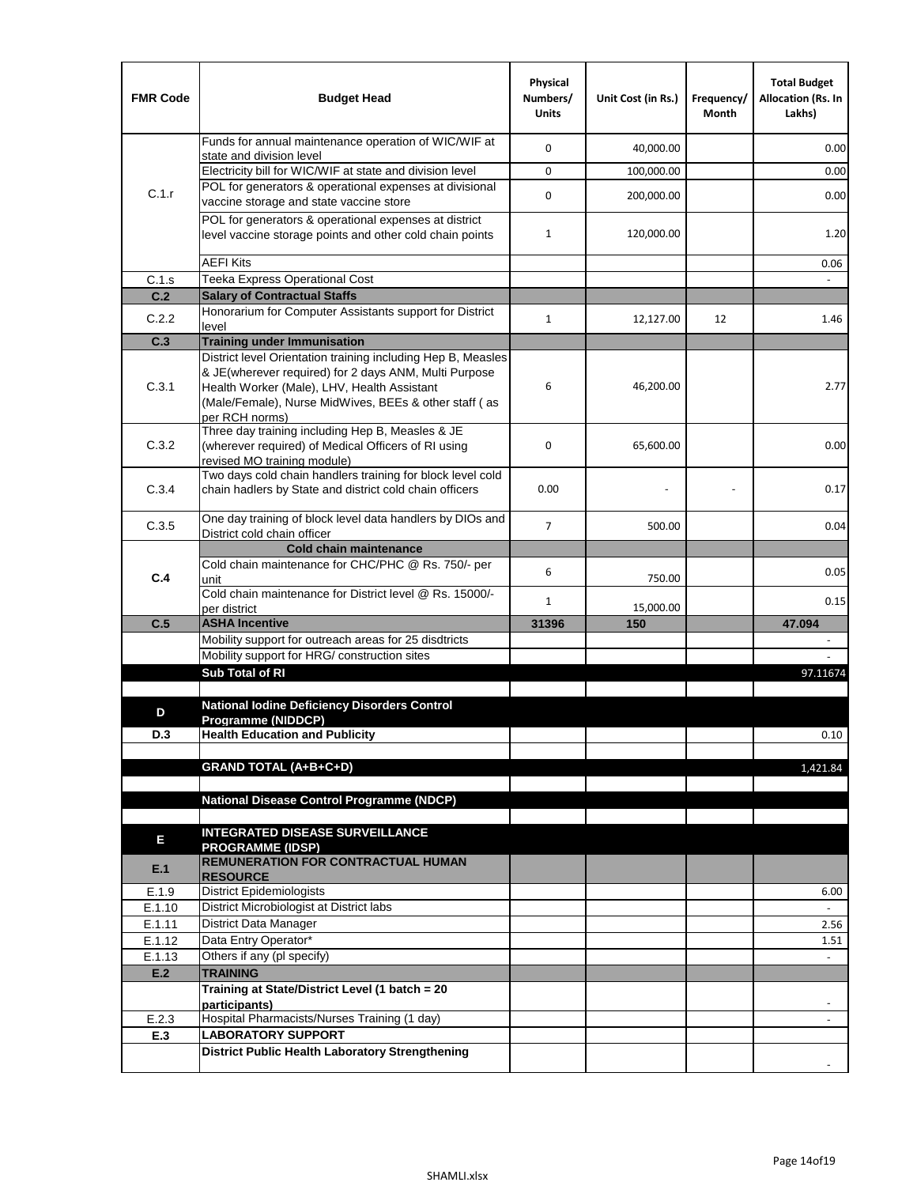| FMR Code | Budget Head | Physical Numbers/ Units | Unit Cost (in Rs.) | Frequency/ Month | Total Budget Allocation (Rs. In Lakhs) |
|---|---|---|---|---|---|
| C.1.r | Funds for annual maintenance operation of WIC/WIF at state and division level | 0 | 40,000.00 | | 0.00 |
| | Electricity bill for WIC/WIF at state and division level | 0 | 100,000.00 | | 0.00 |
| | POL for generators & operational expenses at divisional vaccine storage and state vaccine store | 0 | 200,000.00 | | 0.00 |
| | POL for generators & operational expenses at district level vaccine storage points and other cold chain points | 1 | 120,000.00 | | 1.20 |
| | AEFI Kits | | | | 0.06 |
| C.1.s | Teeka Express Operational Cost | | | | - |
| **C.2** | **Salary of Contractual Staffs** | | | | |
| C.2.2 | Honorarium for Computer Assistants support for District level | 1 | 12,127.00 | 12 | 1.46 |
| **C.3** | **Training under Immunisation** | | | | |
| C.3.1 | District level Orientation training including Hep B, Measles & JE(wherever required) for 2 days ANM, Multi Purpose Health Worker (Male), LHV, Health Assistant (Male/Female), Nurse MidWives, BEEs & other staff ( as per RCH norms) | 6 | 46,200.00 | | 2.77 |
| C.3.2 | Three day training including Hep B, Measles & JE (wherever required) of Medical Officers of RI using revised MO training module) | 0 | 65,600.00 | | 0.00 |
| C.3.4 | Two days cold chain handlers training for block level cold chain hadlers by State and district cold chain officers | 0.00 | - | - | 0.17 |
| C.3.5 | One day training of block level data handlers by DIOs and District cold chain officer | 7 | 500.00 | | 0.04 |
| **C.4** | **Cold chain maintenance** | | | | |
| | Cold chain maintenance for CHC/PHC @ Rs. 750/- per unit | 6 | 750.00 | | 0.05 |
| | Cold chain maintenance for District level @ Rs. 15000/- per district | 1 | 15,000.00 | | 0.15 |
| **C.5** | **ASHA Incentive** | **31396** | **150** | | **47.094** |
| | Mobility support for outreach areas for 25 disdtricts | | | | - |
| | Mobility support for HRG/ construction sites | | | | - |
| | **Sub Total of RI** | | | | 97.11674 |
| | | | | | |
| **D** | **National Iodine Deficiency Disorders Control Programme (NIDDCP)** | | | | |
| **D.3** | **Health Education and Publicity** | | | | 0.10 |
| | | | | | |
| | **GRAND TOTAL (A+B+C+D)** | | | | 1,421.84 |
| | | | | | |
| | **National Disease Control Programme (NDCP)** | | | | |
| | | | | | |
| **E** | **INTEGRATED DISEASE SURVEILLANCE PROGRAMME (IDSP)** | | | | |
| **E.1** | **REMUNERATION FOR CONTRACTUAL HUMAN RESOURCE** | | | | |
| E.1.9 | District Epidemiologists | | | | 6.00 |
| E.1.10 | District Microbiologist at District labs | | | | - |
| E.1.11 | District Data Manager | | | | 2.56 |
| E.1.12 | Data Entry Operator* | | | | 1.51 |
| E.1.13 | Others if any (pl specify) | | | | - |
| **E.2** | **TRAINING** | | | | |
| | **Training at State/District Level (1 batch = 20 participants)** | | | | - |
| E.2.3 | Hospital Pharmacists/Nurses Training (1 day) | | | | - |
| **E.3** | **LABORATORY SUPPORT** | | | | |
| | **District Public Health Laboratory Strengthening** | | | | - |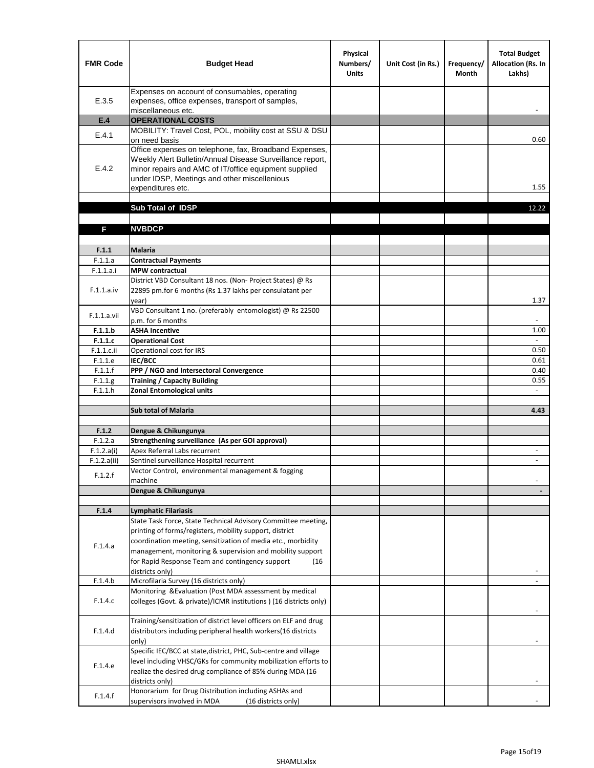| FMR Code | Budget Head | Physical Numbers/ Units | Unit Cost (in Rs.) | Frequency/ Month | Total Budget Allocation (Rs. In Lakhs) |
|---|---|---|---|---|---|
| E.3.5 | Expenses on account of consumables, operating expenses, office expenses, transport of samples, miscellaneous etc. | | | | - |
| **E.4** | **OPERATIONAL COSTS** | | | | |
| E.4.1 | MOBILITY: Travel Cost, POL, mobility cost at SSU & DSU on need basis | | | | 0.60 |
| E.4.2 | Office expenses on telephone, fax, Broadband Expenses, Weekly Alert Bulletin/Annual Disease Surveillance report, minor repairs and AMC of IT/office equipment supplied under IDSP, Meetings and other miscellenious expenditures etc. | | | | 1.55 |
| | | | | | |
| | **Sub Total of IDSP** | | | | 12.22 |
| | | | | | |
| **F** | **NVBDCP** | | | | |
| | | | | | |
| **F.1.1** | **Malaria** | | | | |
| F.1.1.a | **Contractual Payments** | | | | |
| F.1.1.a.i | **MPW contractual** | | | | |
| F.1.1.a.iv | District VBD Consultant 18 nos. (Non- Project States) @ Rs 22895 pm.for 6 months (Rs 1.37 lakhs per consulatant per year) | | | | 1.37 |
| F.1.1.a.vii | VBD Consultant 1 no. (preferably entomologist) @ Rs 22500 p.m. for 6 months | | | | - |
| **F.1.1.b** | **ASHA Incentive** | | | | 1.00 |
| **F.1.1.c** | **Operational Cost** | | | | - |
| F.1.1.c.ii | Operational cost for IRS | | | | 0.50 |
| F.1.1.e | **IEC/BCC** | | | | 0.61 |
| F.1.1.f | **PPP / NGO and Intersectoral Convergence** | | | | 0.40 |
| F.1.1.g | **Training / Capacity Building** | | | | 0.55 |
| F.1.1.h | **Zonal Entomological units** | | | | - |
| | | | | | |
| | **Sub total of Malaria** | | | | **4.43** |
| | | | | | |
| **F.1.2** | **Dengue & Chikungunya** | | | | |
| F.1.2.a | **Strengthening surveillance (As per GOI approval)** | | | | |
| F.1.2.a(i) | Apex Referral Labs recurrent | | | | - |
| F.1.2.a(ii) | Sentinel surveillance Hospital recurrent | | | | - |
| F.1.2.f | Vector Control, environmental management & fogging machine | | | | - |
| | **Dengue & Chikungunya** | | | | **-** |
| | | | | | |
| **F.1.4** | **Lymphatic Filariasis** | | | | |
| F.1.4.a | State Task Force, State Technical Advisory Committee meeting, printing of forms/registers, mobility support, district coordination meeting, sensitization of media etc., morbidity management, monitoring & supervision and mobility support for Rapid Response Team and contingency support (16 districts only) | | | | - |
| F.1.4.b | Microfilaria Survey (16 districts only) | | | | - |
| F.1.4.c | Monitoring &Evaluation (Post MDA assessment by medical colleges (Govt. & private)/ICMR institutions ) (16 districts only) | | | | - |
| F.1.4.d | Training/sensitization of district level officers on ELF and drug distributors including peripheral health workers(16 districts only) | | | | - |
| F.1.4.e | Specific IEC/BCC at state,district, PHC, Sub-centre and village level including VHSC/GKs for community mobilization efforts to realize the desired drug compliance of 85% during MDA (16 districts only) | | | | - |
| F.1.4.f | Honorarium for Drug Distribution including ASHAs and supervisors involved in MDA (16 districts only) | | | | - |

SHAMLI.xlsx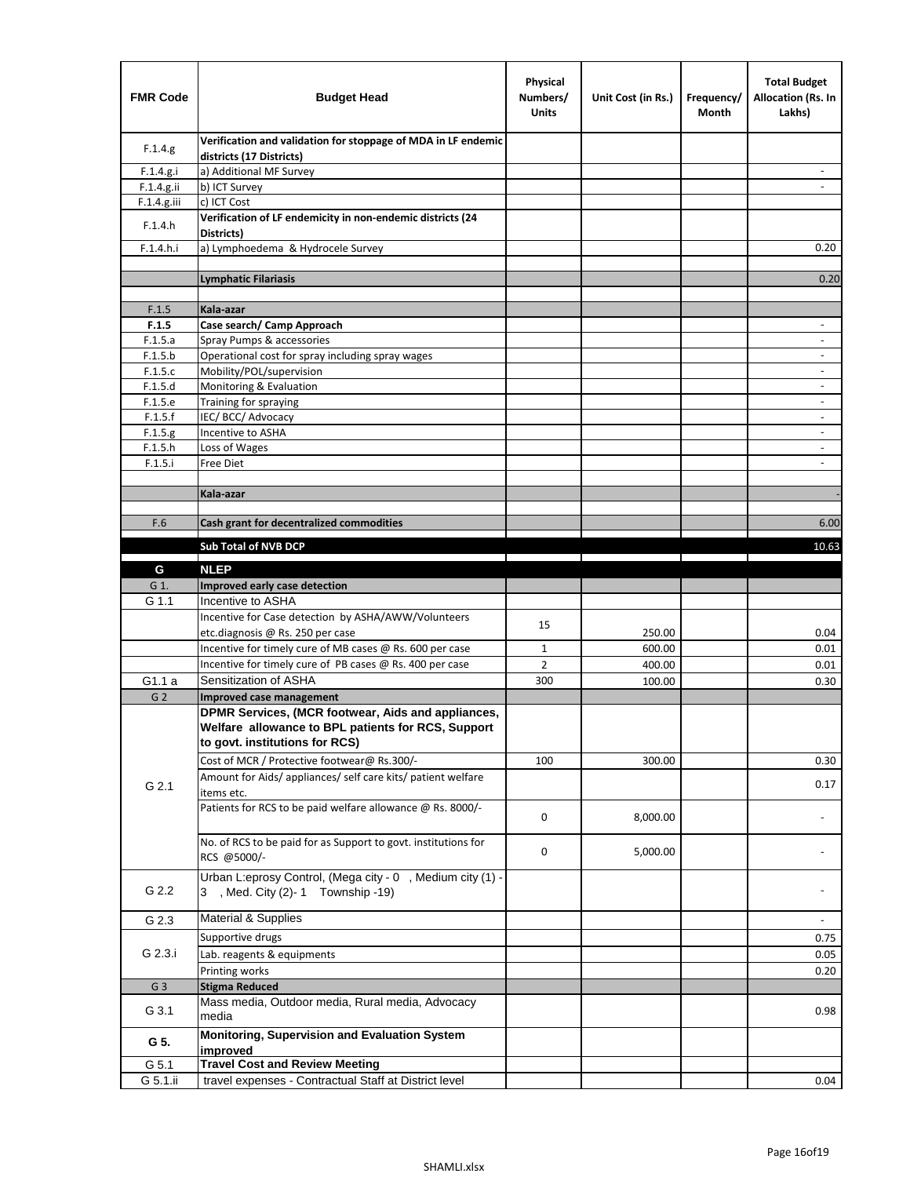| FMR Code | Budget Head | Physical Numbers/ Units | Unit Cost (in Rs.) | Frequency/ Month | Total Budget Allocation (Rs. In Lakhs) |
|---|---|---|---|---|---|
| F.1.4.g | **Verification and validation for stoppage of MDA in LF endemic districts (17 Districts)** | | | | |
| F.1.4.g.i | a) Additional MF Survey | | | | - |
| F.1.4.g.ii | b) ICT Survey | | | | - |
| F.1.4.g.iii | c) ICT Cost | | | | |
| F.1.4.h | **Verification of LF endemicity in non-endemic districts (24 Districts)** | | | | |
| F.1.4.h.i | a) Lymphoedema & Hydrocele Survey | | | | 0.20 |
| | | | | | |
| | **Lymphatic Filariasis** | | | | 0.20 |
| | | | | | |
| F.1.5 | **Kala-azar** | | | | |
| **F.1.5** | **Case search/ Camp Approach** | | | | - |
| F.1.5.a | Spray Pumps & accessories | | | | - |
| F.1.5.b | Operational cost for spray including spray wages | | | | - |
| F.1.5.c | Mobility/POL/supervision | | | | - |
| F.1.5.d | Monitoring & Evaluation | | | | - |
| F.1.5.e | Training for spraying | | | | - |
| F.1.5.f | IEC/ BCC/ Advocacy | | | | - |
| F.1.5.g | Incentive to ASHA | | | | - |
| F.1.5.h | Loss of Wages | | | | - |
| F.1.5.i | Free Diet | | | | - |
| | | | | | |
| | **Kala-azar** | | | | - |
| | | | | | |
| F.6 | **Cash grant for decentralized commodities** | | | | 6.00 |
| | | | | | |
| | **Sub Total of NVB DCP** | | | | 10.63 |
| | | | | | |
| **G** | **NLEP** | | | | |
| G 1. | **Improved early case detection** | | | | |
| G 1.1 | Incentive to ASHA | | | | |
| | Incentive for Case detection by ASHA/AWW/Volunteers etc.diagnosis @ Rs. 250 per case | 15 | 250.00 | | 0.04 |
| | Incentive for timely cure of MB cases @ Rs. 600 per case | 1 | 600.00 | | 0.01 |
| | Incentive for timely cure of PB cases @ Rs. 400 per case | 2 | 400.00 | | 0.01 |
| G1.1 a | Sensitization of ASHA | 300 | 100.00 | | 0.30 |
| G 2 | **Improved case management** | | | | |
| G 2.1 | **DPMR Services, (MCR footwear, Aids and appliances, Welfare allowance to BPL patients for RCS, Support to govt. institutions for RCS)** | | | | |
| | Cost of MCR / Protective footwear@ Rs.300/- | 100 | 300.00 | | 0.30 |
| | Amount for Aids/ appliances/ self care kits/ patient welfare items etc. | | | | 0.17 |
| | Patients for RCS to be paid welfare allowance @ Rs. 8000/- | 0 | 8,000.00 | | - |
| | No. of RCS to be paid for as Support to govt. institutions for RCS @5000/- | 0 | 5,000.00 | | - |
| G 2.2 | Urban L:eprosy Control, (Mega city - 0 , Medium city (1) - 3 , Med. City (2)- 1 Township -19) | | | | - |
| G 2.3 | Material & Supplies | | | | - |
| G 2.3.i | Supportive drugs | | | | 0.75 |
| | Lab. reagents & equipments | | | | 0.05 |
| | Printing works | | | | 0.20 |
| G 3 | **Stigma Reduced** | | | | |
| G 3.1 | Mass media, Outdoor media, Rural media, Advocacy media | | | | 0.98 |
| **G 5.** | **Monitoring, Supervision and Evaluation System improved** | | | | |
| G 5.1 | **Travel Cost and Review Meeting** | | | | |
| G 5.1.ii | travel expenses - Contractual Staff at District level | | | | 0.04 |

SHAMLI.xlsx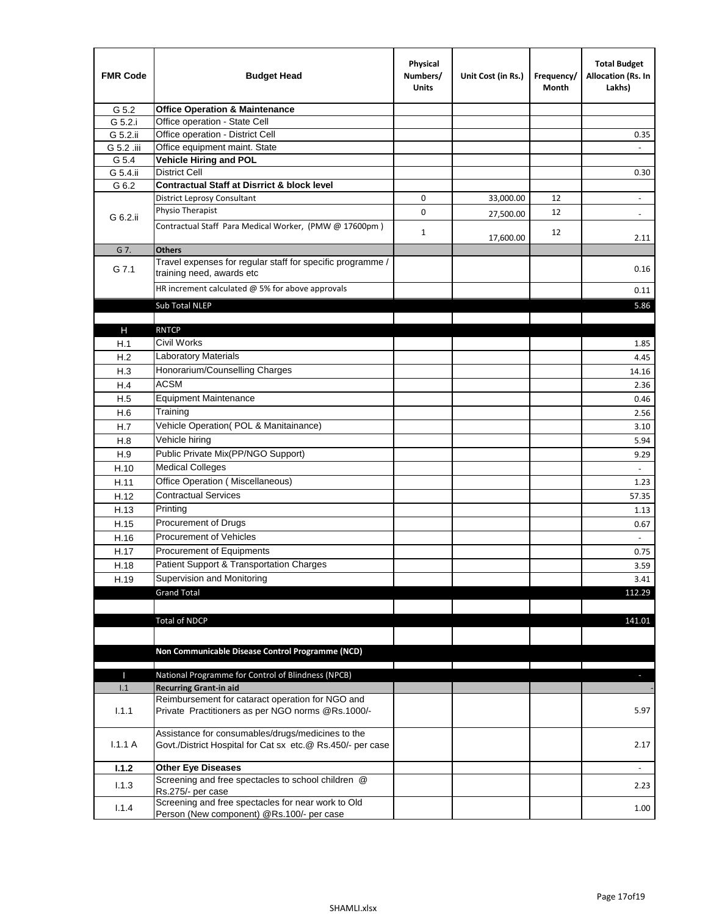| FMR Code | Budget Head | Physical Numbers/ Units | Unit Cost (in Rs.) | Frequency/ Month | Total Budget Allocation (Rs. In Lakhs) |
|---|---|---|---|---|---|
| G 5.2 | **Office Operation & Maintenance** | | | | |
| G 5.2.i | Office operation - State Cell | | | | |
| G 5.2.ii | Office operation - District Cell | | | | 0.35 |
| G 5.2 .iii | Office equipment maint. State | | | | - |
| G 5.4 | **Vehicle Hiring and POL** | | | | |
| G 5.4.ii | District Cell | | | | 0.30 |
| G 6.2 | **Contractual Staff at Disrrict & block level** | | | | |
| G 6.2.ii | District Leprosy Consultant | 0 | 33,000.00 | 12 | - |
| | Physio Therapist | 0 | 27,500.00 | 12 | - |
| | Contractual Staff Para Medical Worker, (PMW @ 17600pm ) | 1 | 17,600.00 | 12 | 2.11 |
| G 7. | **Others** | | | | |
| G 7.1 | Travel expenses for regular staff for specific programme / training need, awards etc | | | | 0.16 |
| | HR increment calculated @ 5% for above approvals | | | | 0.11 |
| | Sub Total NLEP | | | | 5.86 |
| | | | | | |
| H | RNTCP | | | | |
| H.1 | Civil Works | | | | 1.85 |
| H.2 | Laboratory Materials | | | | 4.45 |
| H.3 | Honorarium/Counselling Charges | | | | 14.16 |
| H.4 | ACSM | | | | 2.36 |
| H.5 | Equipment Maintenance | | | | 0.46 |
| H.6 | Training | | | | 2.56 |
| H.7 | Vehicle Operation( POL & Manitainance) | | | | 3.10 |
| H.8 | Vehicle hiring | | | | 5.94 |
| H.9 | Public Private Mix(PP/NGO Support) | | | | 9.29 |
| H.10 | Medical Colleges | | | | - |
| H.11 | Office Operation ( Miscellaneous) | | | | 1.23 |
| H.12 | Contractual Services | | | | 57.35 |
| H.13 | Printing | | | | 1.13 |
| H.15 | Procurement of Drugs | | | | 0.67 |
| H.16 | Procurement of Vehicles | | | | - |
| H.17 | Procurement of Equipments | | | | 0.75 |
| H.18 | Patient Support & Transportation Charges | | | | 3.59 |
| H.19 | Supervision and Monitoring | | | | 3.41 |
| | Grand Total | | | | 112.29 |
| | | | | | |
| | Total of NDCP | | | | 141.01 |
| | | | | | |
| | **Non Communicable Disease Control Programme (NCD)** | | | | |
| | | | | | |
| I | National Programme for Control of Blindness (NPCB) | | | | - |
| I.1 | **Recurring Grant-in aid** | | | | - |
| I.1.1 | Reimbursement for cataract operation for NGO and Private Practitioners as per NGO norms @Rs.1000/- | | | | 5.97 |
| I.1.1 A | Assistance for consumables/drugs/medicines to the Govt./District Hospital for Cat sx etc.@ Rs.450/- per case | | | | 2.17 |
| **I.1.2** | **Other Eye Diseases** | | | | - |
| I.1.3 | Screening and free spectacles to school children @ Rs.275/- per case | | | | 2.23 |
| I.1.4 | Screening and free spectacles for near work to Old Person (New component) @Rs.100/- per case | | | | 1.00 |

SHAMLI.xlsx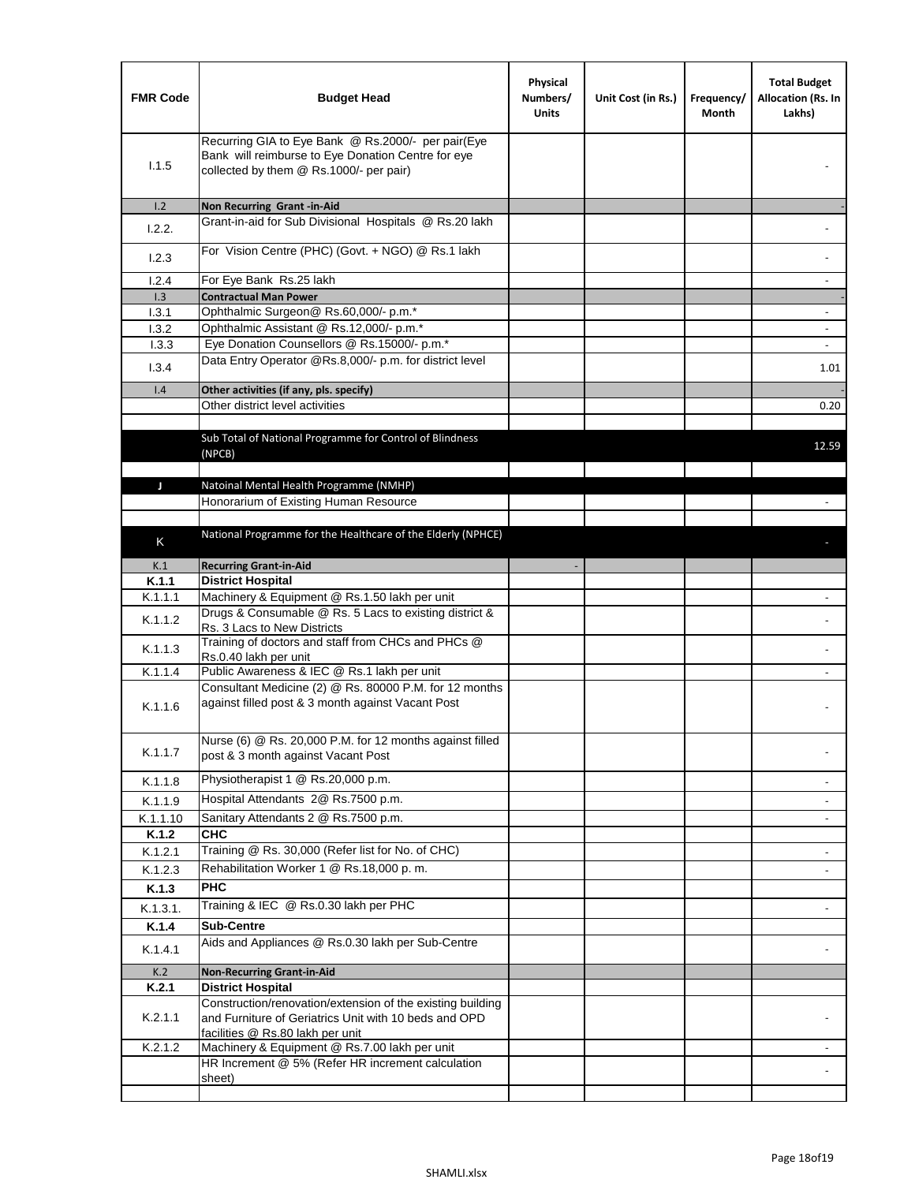| FMR Code | Budget Head | Physical Numbers/ Units | Unit Cost (in Rs.) | Frequency/ Month | Total Budget Allocation (Rs. In Lakhs) |
|---|---|---|---|---|---|
| I.1.5 | Recurring GIA to Eye Bank @ Rs.2000/- per pair(Eye Bank will reimburse to Eye Donation Centre for eye collected by them @ Rs.1000/- per pair) | | | | - |
| I.2 | **Non Recurring Grant -in-Aid** | | | | - |
| I.2.2. | Grant-in-aid for Sub Divisional Hospitals @ Rs.20 lakh | | | | - |
| I.2.3 | For Vision Centre (PHC) (Govt. + NGO) @ Rs.1 lakh | | | | - |
| I.2.4 | For Eye Bank Rs.25 lakh | | | | - |
| I.3 | **Contractual Man Power** | | | | - |
| I.3.1 | Ophthalmic Surgeon@ Rs.60,000/- p.m.* | | | | - |
| I.3.2 | Ophthalmic Assistant @ Rs.12,000/- p.m.* | | | | - |
| I.3.3 | Eye Donation Counsellors @ Rs.15000/- p.m.* | | | | - |
| I.3.4 | Data Entry Operator @Rs.8,000/- p.m. for district level | | | | 1.01 |
| I.4 | **Other activities (if any, pls. specify)** | | | | - |
| | Other district level activities | | | | 0.20 |
| | | | | | |
| | Sub Total of National Programme for Control of Blindness (NPCB) | | | | 12.59 |
| | | | | | |
| J | Natoinal Mental Health Programme (NMHP) | | | | |
| | Honorarium of Existing Human Resource | | | | - |
| | | | | | |
| K | National Programme for the Healthcare of the Elderly (NPHCE) | | | | - |
| K.1 | **Recurring Grant-in-Aid** | - | | | |
| **K.1.1** | **District Hospital** | | | | |
| K.1.1.1 | Machinery & Equipment @ Rs.1.50 lakh per unit | | | | - |
| K.1.1.2 | Drugs & Consumable @ Rs. 5 Lacs to existing district & Rs. 3 Lacs to New Districts | | | | - |
| K.1.1.3 | Training of doctors and staff from CHCs and PHCs @ Rs.0.40 lakh per unit | | | | - |
| K.1.1.4 | Public Awareness & IEC @ Rs.1 lakh per unit | | | | - |
| K.1.1.6 | Consultant Medicine (2) @ Rs. 80000 P.M. for 12 months against filled post & 3 month against Vacant Post | | | | - |
| K.1.1.7 | Nurse (6) @ Rs. 20,000 P.M. for 12 months against filled post & 3 month against Vacant Post | | | | - |
| K.1.1.8 | Physiotherapist 1 @ Rs.20,000 p.m. | | | | - |
| K.1.1.9 | Hospital Attendants 2@ Rs.7500 p.m. | | | | - |
| K.1.1.10 | Sanitary Attendants 2 @ Rs.7500 p.m. | | | | - |
| **K.1.2** | **CHC** | | | | |
| K.1.2.1 | Training @ Rs. 30,000 (Refer list for No. of CHC) | | | | - |
| K.1.2.3 | Rehabilitation Worker 1 @ Rs.18,000 p. m. | | | | - |
| **K.1.3** | **PHC** | | | | |
| K.1.3.1. | Training & IEC @ Rs.0.30 lakh per PHC | | | | - |
| **K.1.4** | **Sub-Centre** | | | | |
| K.1.4.1 | Aids and Appliances @ Rs.0.30 lakh per Sub-Centre | | | | - |
| K.2 | **Non-Recurring Grant-in-Aid** | | | | |
| **K.2.1** | **District Hospital** | | | | |
| K.2.1.1 | Construction/renovation/extension of the existing building and Furniture of Geriatrics Unit with 10 beds and OPD facilities @ Rs.80 lakh per unit | | | | - |
| K.2.1.2 | Machinery & Equipment @ Rs.7.00 lakh per unit | | | | - |
| | HR Increment @ 5% (Refer HR increment calculation sheet) | | | | - |
| | | | | | |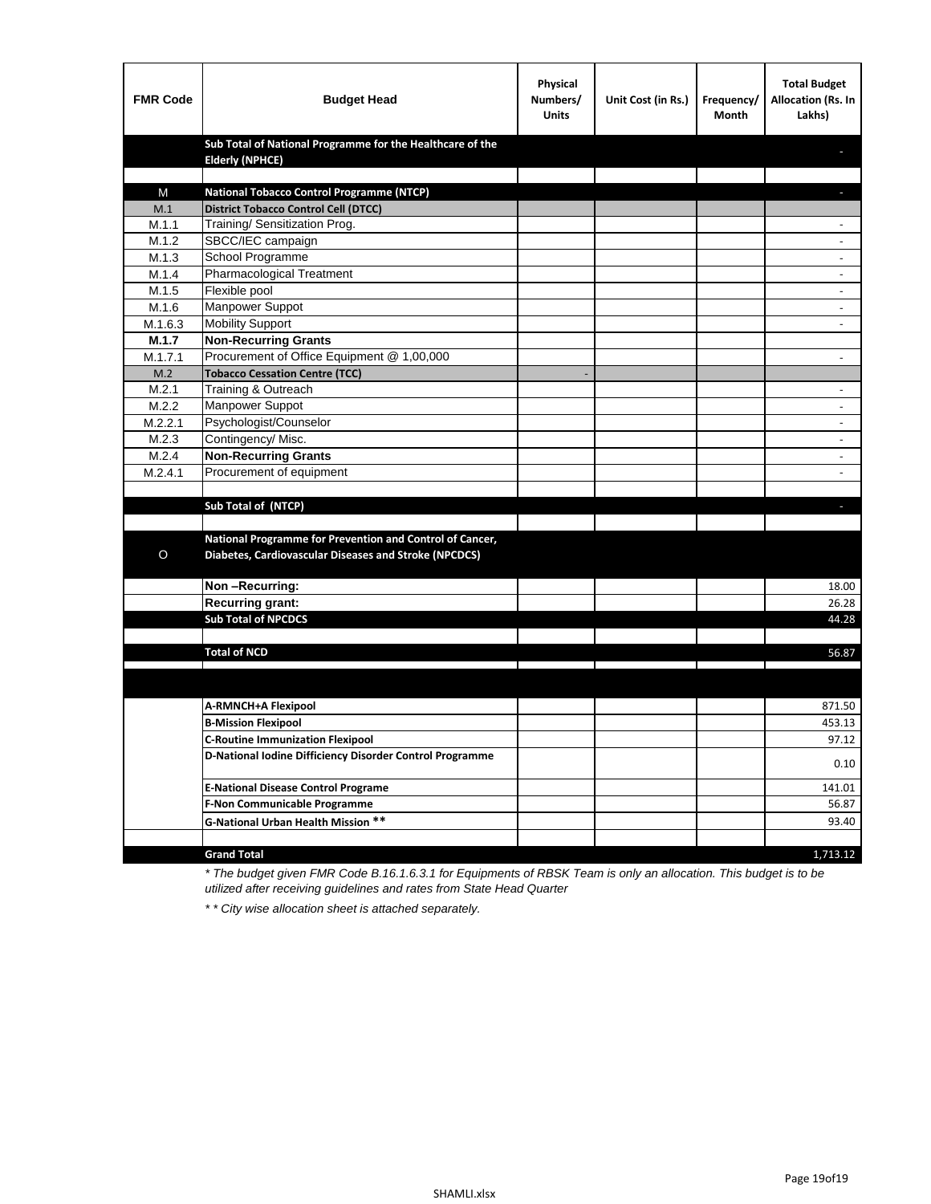| FMR Code | Budget Head | Physical Numbers/ Units | Unit Cost (in Rs.) | Frequency/ Month | Total Budget Allocation (Rs. In Lakhs) |
|---|---|---|---|---|---|
| | **Sub Total of National Programme for the Healthcare of the Elderly (NPHCE)** | | | | - |
| | | | | | |
| M | **National Tobacco Control Programme (NTCP)** | | | | - |
| M.1 | **District Tobacco Control Cell (DTCC)** | | | | |
| M.1.1 | Training/ Sensitization Prog. | | | | - |
| M.1.2 | SBCC/IEC campaign | | | | - |
| M.1.3 | School Programme | | | | - |
| M.1.4 | Pharmacological Treatment | | | | - |
| M.1.5 | Flexible pool | | | | - |
| M.1.6 | Manpower Suppot | | | | - |
| M.1.6.3 | Mobility Support | | | | - |
| **M.1.7** | **Non-Recurring Grants** | | | | |
| M.1.7.1 | Procurement of Office Equipment @ 1,00,000 | | | | - |
| M.2 | **Tobacco Cessation Centre (TCC)** | - | | | |
| M.2.1 | Training & Outreach | | | | - |
| M.2.2 | Manpower Suppot | | | | - |
| M.2.2.1 | Psychologist/Counselor | | | | - |
| M.2.3 | Contingency/ Misc. | | | | - |
| M.2.4 | **Non-Recurring Grants** | | | | - |
| M.2.4.1 | Procurement of equipment | | | | - |
| | | | | | |
| | **Sub Total of (NTCP)** | | | | - |
| | | | | | |
| O | **National Programme for Prevention and Control of Cancer, Diabetes, Cardiovascular Diseases and Stroke (NPCDCS)** | | | | |
| | **Non –Recurring:** | | | | 18.00 |
| | **Recurring grant:** | | | | 26.28 |
| | **Sub Total of NPCDCS** | | | | 44.28 |
| | | | | | |
| | **Total of NCD** | | | | 56.87 |
| | | | | | |
| | **A-RMNCH+A Flexipool** | | | | 871.50 |
| | **B-Mission Flexipool** | | | | 453.13 |
| | **C-Routine Immunization Flexipool** | | | | 97.12 |
| | **D-National Iodine Difficiency Disorder Control Programme** | | | | 0.10 |
| | **E-National Disease Control Programe** | | | | 141.01 |
| | **F-Non Communicable Programme** | | | | 56.87 |
| | **G-National Urban Health Mission \*\*** | | | | 93.40 |
| | | | | | |
| | **Grand Total** | | | | 1,713.12 |

*\* The budget given FMR Code B.16.1.6.3.1 for Equipments of RBSK Team is only an allocation. This budget is to be utilized after receiving guidelines and rates from State Head Quarter*

*\* \* City wise allocation sheet is attached separately.*